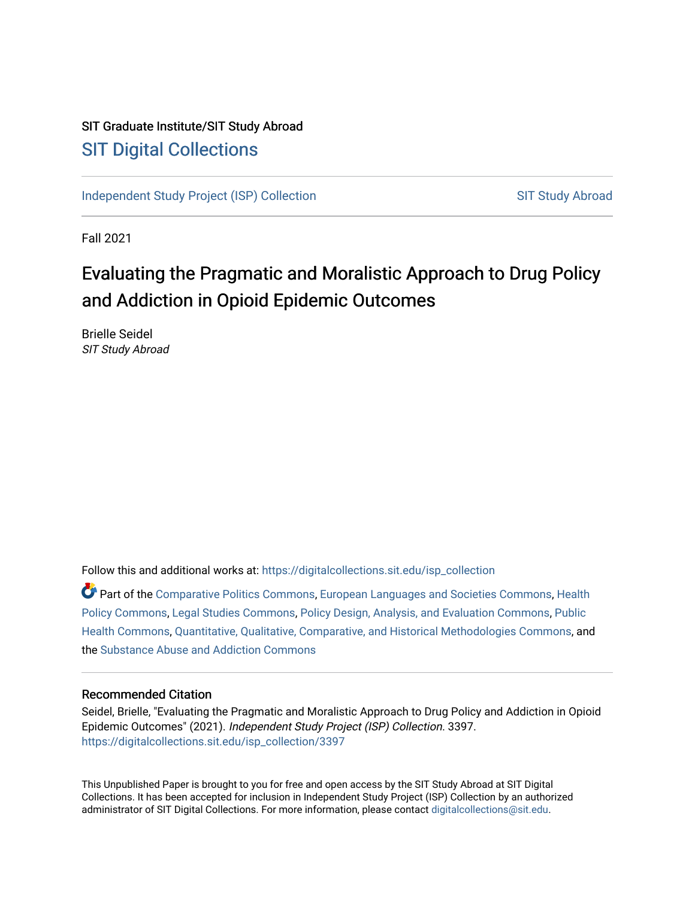SIT Graduate Institute/SIT Study Abroad

# SIT Digital Collections

Independent Study Project (ISP) Collection SIT Study Abroad

Fall 2021

## Evaluating the Pragmatic and Moralistic Approach to Drug Policy and Addiction in Opioid Epidemic Outcomes

Brielle Seidel
*SIT Study Abroad*

Follow this and additional works at: https://digitalcollections.sit.edu/isp_collection

Part of the Comparative Politics Commons, European Languages and Societies Commons, Health Policy Commons, Legal Studies Commons, Policy Design, Analysis, and Evaluation Commons, Public Health Commons, Quantitative, Qualitative, Comparative, and Historical Methodologies Commons, and the Substance Abuse and Addiction Commons

### Recommended Citation

Seidel, Brielle, "Evaluating the Pragmatic and Moralistic Approach to Drug Policy and Addiction in Opioid Epidemic Outcomes" (2021). *Independent Study Project (ISP) Collection*. 3397.
https://digitalcollections.sit.edu/isp_collection/3397

This Unpublished Paper is brought to you for free and open access by the SIT Study Abroad at SIT Digital Collections. It has been accepted for inclusion in Independent Study Project (ISP) Collection by an authorized administrator of SIT Digital Collections. For more information, please contact digitalcollections@sit.edu.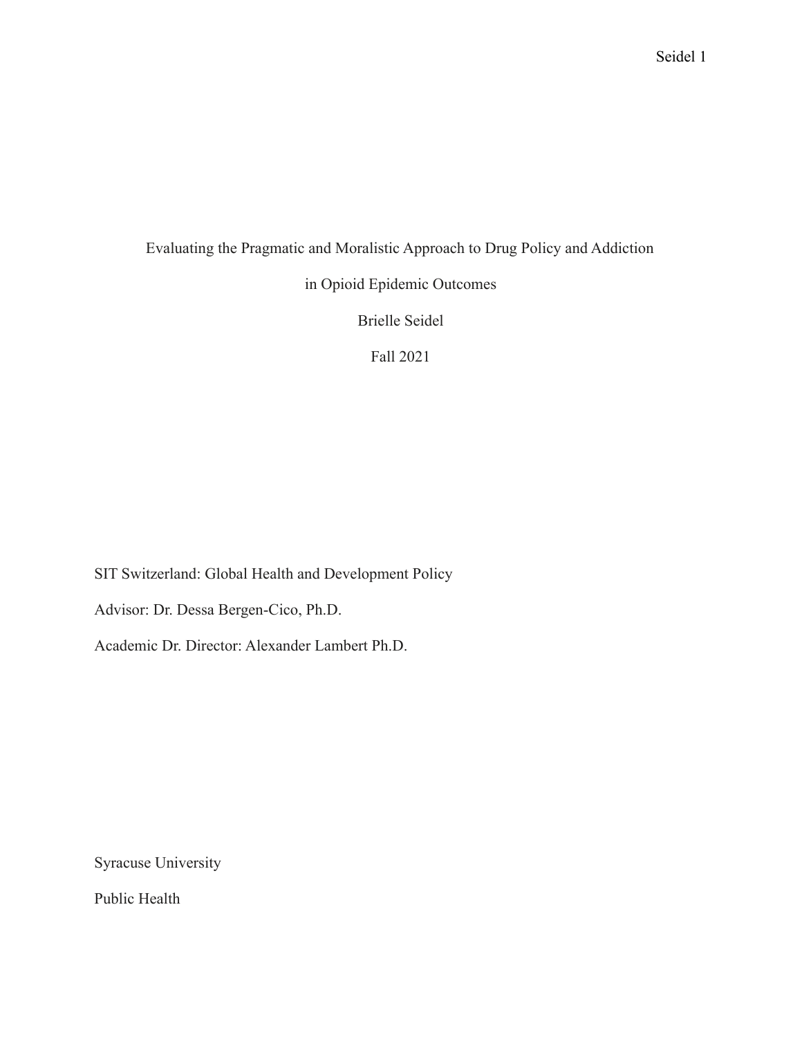# Evaluating the Pragmatic and Moralistic Approach to Drug Policy and Addiction in Opioid Epidemic Outcomes

Brielle Seidel

Fall 2021

SIT Switzerland: Global Health and Development Policy

Advisor: Dr. Dessa Bergen-Cico, Ph.D.

Academic Dr. Director: Alexander Lambert Ph.D.

Syracuse University

Public Health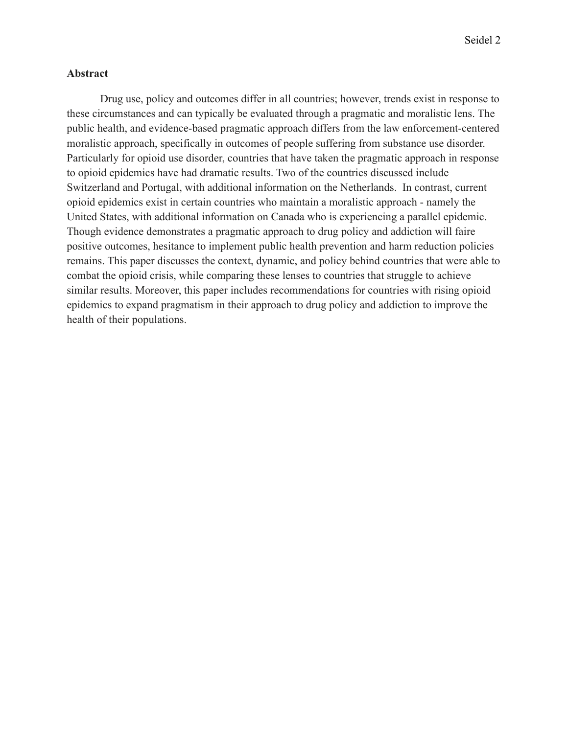## Abstract

Drug use, policy and outcomes differ in all countries; however, trends exist in response to these circumstances and can typically be evaluated through a pragmatic and moralistic lens. The public health, and evidence-based pragmatic approach differs from the law enforcement-centered moralistic approach, specifically in outcomes of people suffering from substance use disorder. Particularly for opioid use disorder, countries that have taken the pragmatic approach in response to opioid epidemics have had dramatic results. Two of the countries discussed include Switzerland and Portugal, with additional information on the Netherlands. In contrast, current opioid epidemics exist in certain countries who maintain a moralistic approach - namely the United States, with additional information on Canada who is experiencing a parallel epidemic. Though evidence demonstrates a pragmatic approach to drug policy and addiction will faire positive outcomes, hesitance to implement public health prevention and harm reduction policies remains. This paper discusses the context, dynamic, and policy behind countries that were able to combat the opioid crisis, while comparing these lenses to countries that struggle to achieve similar results. Moreover, this paper includes recommendations for countries with rising opioid epidemics to expand pragmatism in their approach to drug policy and addiction to improve the health of their populations.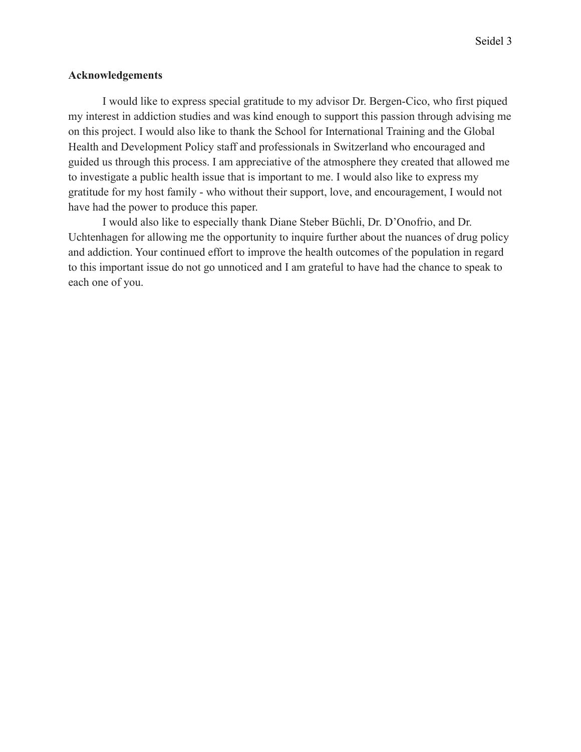**Acknowledgements**

I would like to express special gratitude to my advisor Dr. Bergen-Cico, who first piqued my interest in addiction studies and was kind enough to support this passion through advising me on this project. I would also like to thank the School for International Training and the Global Health and Development Policy staff and professionals in Switzerland who encouraged and guided us through this process. I am appreciative of the atmosphere they created that allowed me to investigate a public health issue that is important to me. I would also like to express my gratitude for my host family - who without their support, love, and encouragement, I would not have had the power to produce this paper.

I would also like to especially thank Diane Steber Büchli, Dr. D'Onofrio, and Dr. Uchtenhagen for allowing me the opportunity to inquire further about the nuances of drug policy and addiction. Your continued effort to improve the health outcomes of the population in regard to this important issue do not go unnoticed and I am grateful to have had the chance to speak to each one of you.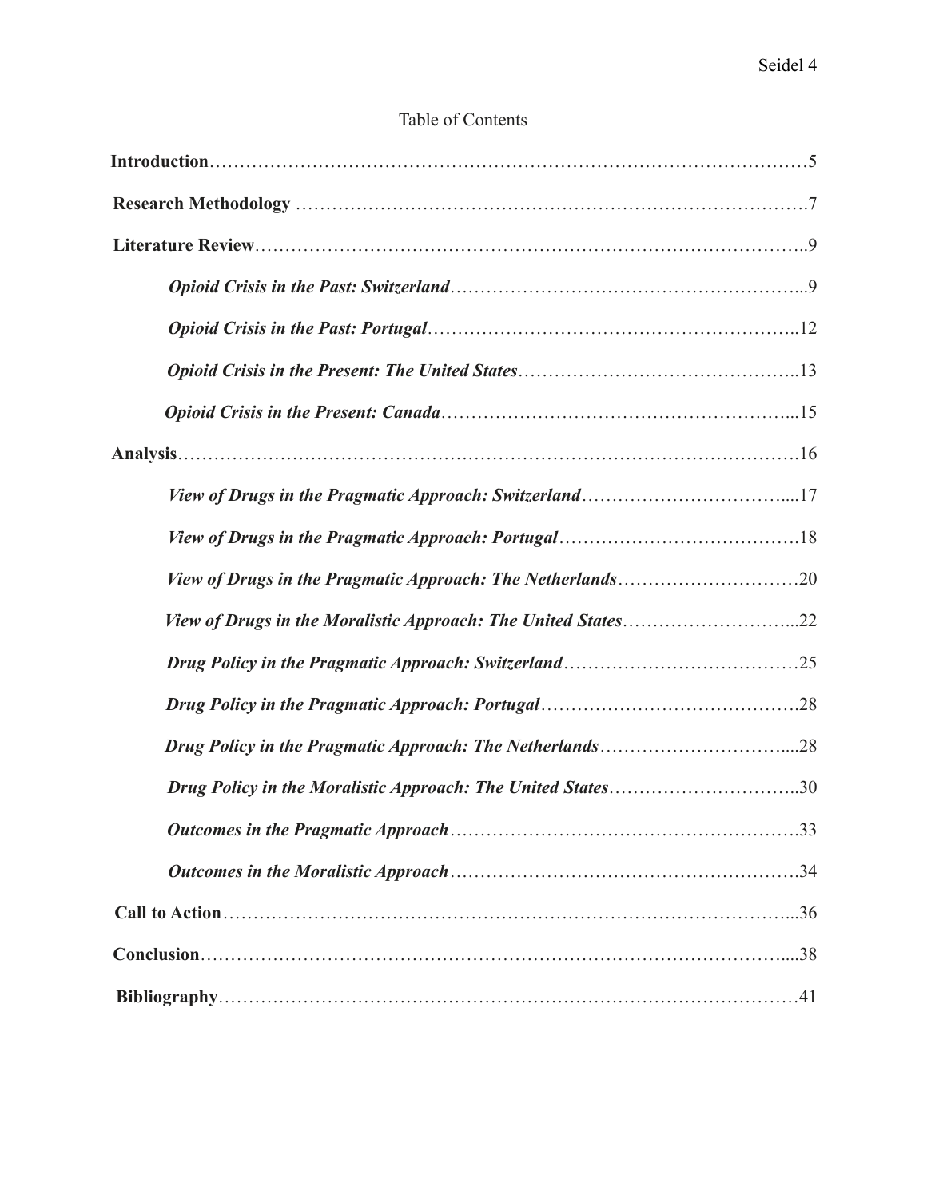Table of Contents

**Introduction**……………………………………………………………………………………5

**Research Methodology** ………………………………………………………………………….7

**Literature Review**………………………………………………………………………………..9

*Opioid Crisis in the Past: Switzerland*…………………………………………………...9

*Opioid Crisis in the Past: Portugal*……………………………………………………..12

*Opioid Crisis in the Present: The United States*………………………………………..13

*Opioid Crisis in the Present: Canada*…………………………………………………...15

**Analysis**…………………………………………………………………………………………16

*View of Drugs in the Pragmatic Approach: Switzerland*……………………………....17

*View of Drugs in the Pragmatic Approach: Portugal*………………………………….18

*View of Drugs in the Pragmatic Approach: The Netherlands*…………………………20

*View of Drugs in the Moralistic Approach: The United States*………………………...22

*Drug Policy in the Pragmatic Approach: Switzerland*…………………………………25

*Drug Policy in the Pragmatic Approach: Portugal*…………………………………….28

*Drug Policy in the Pragmatic Approach: The Netherlands*…………………………....28

*Drug Policy in the Moralistic Approach: The United States*…………………………..30

*Outcomes in the Pragmatic Approach*………………………………………………….33

*Outcomes in the Moralistic Approach*…………………………………………………….34

**Call to Action**…………………………………………………………………………………...36

**Conclusion**……………………………………………………………………………………....38

**Bibliography**……………………………………………………………………………………41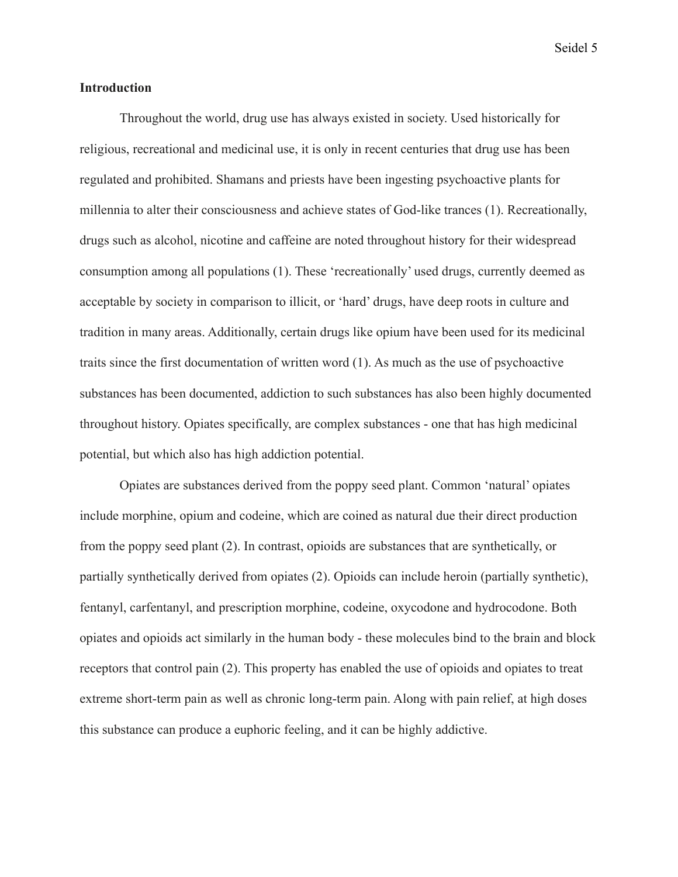**Introduction**

Throughout the world, drug use has always existed in society. Used historically for religious, recreational and medicinal use, it is only in recent centuries that drug use has been regulated and prohibited. Shamans and priests have been ingesting psychoactive plants for millennia to alter their consciousness and achieve states of God-like trances (1). Recreationally, drugs such as alcohol, nicotine and caffeine are noted throughout history for their widespread consumption among all populations (1). These 'recreationally' used drugs, currently deemed as acceptable by society in comparison to illicit, or 'hard' drugs, have deep roots in culture and tradition in many areas. Additionally, certain drugs like opium have been used for its medicinal traits since the first documentation of written word (1). As much as the use of psychoactive substances has been documented, addiction to such substances has also been highly documented throughout history. Opiates specifically, are complex substances - one that has high medicinal potential, but which also has high addiction potential.

Opiates are substances derived from the poppy seed plant. Common 'natural' opiates include morphine, opium and codeine, which are coined as natural due their direct production from the poppy seed plant (2). In contrast, opioids are substances that are synthetically, or partially synthetically derived from opiates (2). Opioids can include heroin (partially synthetic), fentanyl, carfentanyl, and prescription morphine, codeine, oxycodone and hydrocodone. Both opiates and opioids act similarly in the human body - these molecules bind to the brain and block receptors that control pain (2). This property has enabled the use of opioids and opiates to treat extreme short-term pain as well as chronic long-term pain. Along with pain relief, at high doses this substance can produce a euphoric feeling, and it can be highly addictive.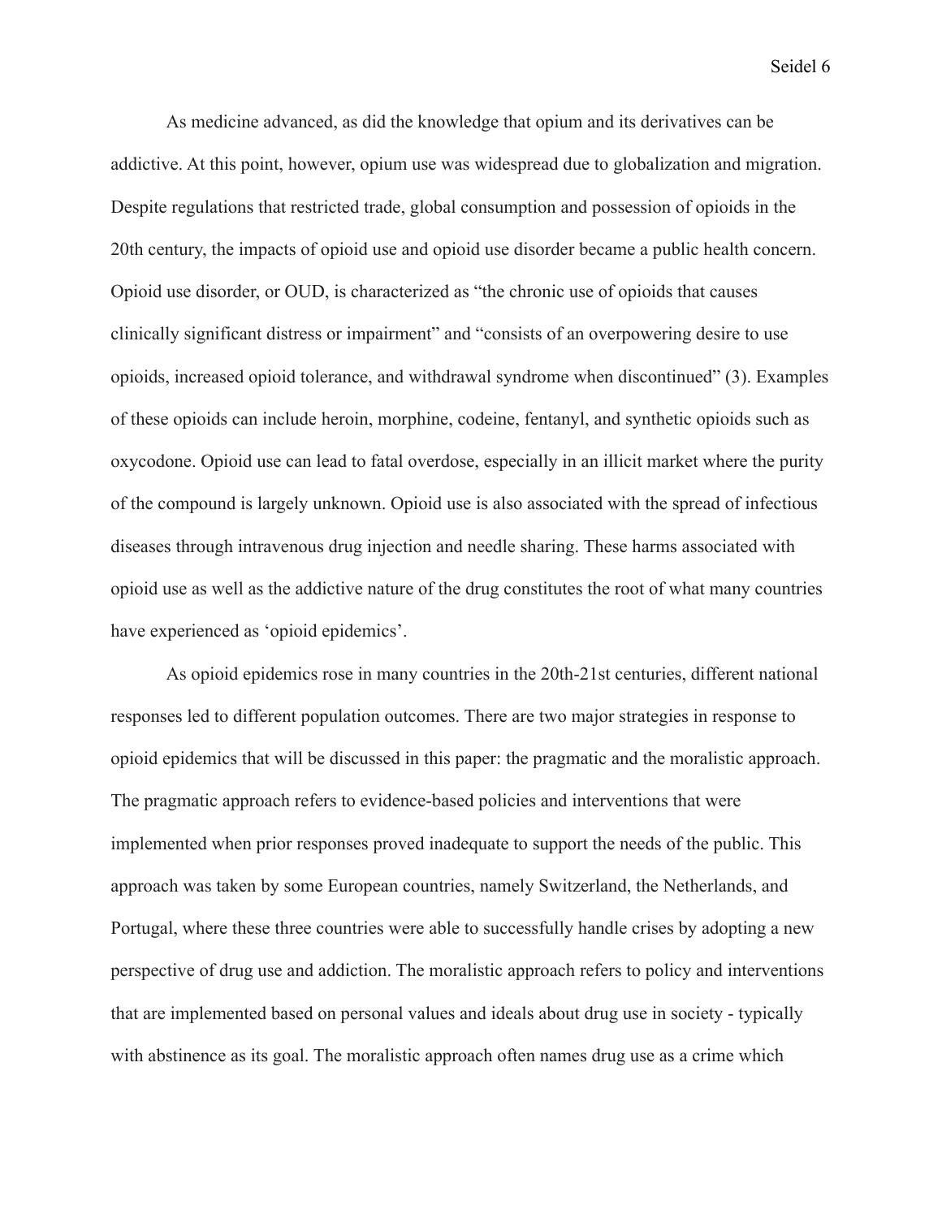As medicine advanced, as did the knowledge that opium and its derivatives can be addictive. At this point, however, opium use was widespread due to globalization and migration. Despite regulations that restricted trade, global consumption and possession of opioids in the 20th century, the impacts of opioid use and opioid use disorder became a public health concern. Opioid use disorder, or OUD, is characterized as "the chronic use of opioids that causes clinically significant distress or impairment" and "consists of an overpowering desire to use opioids, increased opioid tolerance, and withdrawal syndrome when discontinued" (3). Examples of these opioids can include heroin, morphine, codeine, fentanyl, and synthetic opioids such as oxycodone. Opioid use can lead to fatal overdose, especially in an illicit market where the purity of the compound is largely unknown. Opioid use is also associated with the spread of infectious diseases through intravenous drug injection and needle sharing. These harms associated with opioid use as well as the addictive nature of the drug constitutes the root of what many countries have experienced as 'opioid epidemics'.

As opioid epidemics rose in many countries in the 20th-21st centuries, different national responses led to different population outcomes. There are two major strategies in response to opioid epidemics that will be discussed in this paper: the pragmatic and the moralistic approach. The pragmatic approach refers to evidence-based policies and interventions that were implemented when prior responses proved inadequate to support the needs of the public. This approach was taken by some European countries, namely Switzerland, the Netherlands, and Portugal, where these three countries were able to successfully handle crises by adopting a new perspective of drug use and addiction. The moralistic approach refers to policy and interventions that are implemented based on personal values and ideals about drug use in society - typically with abstinence as its goal. The moralistic approach often names drug use as a crime which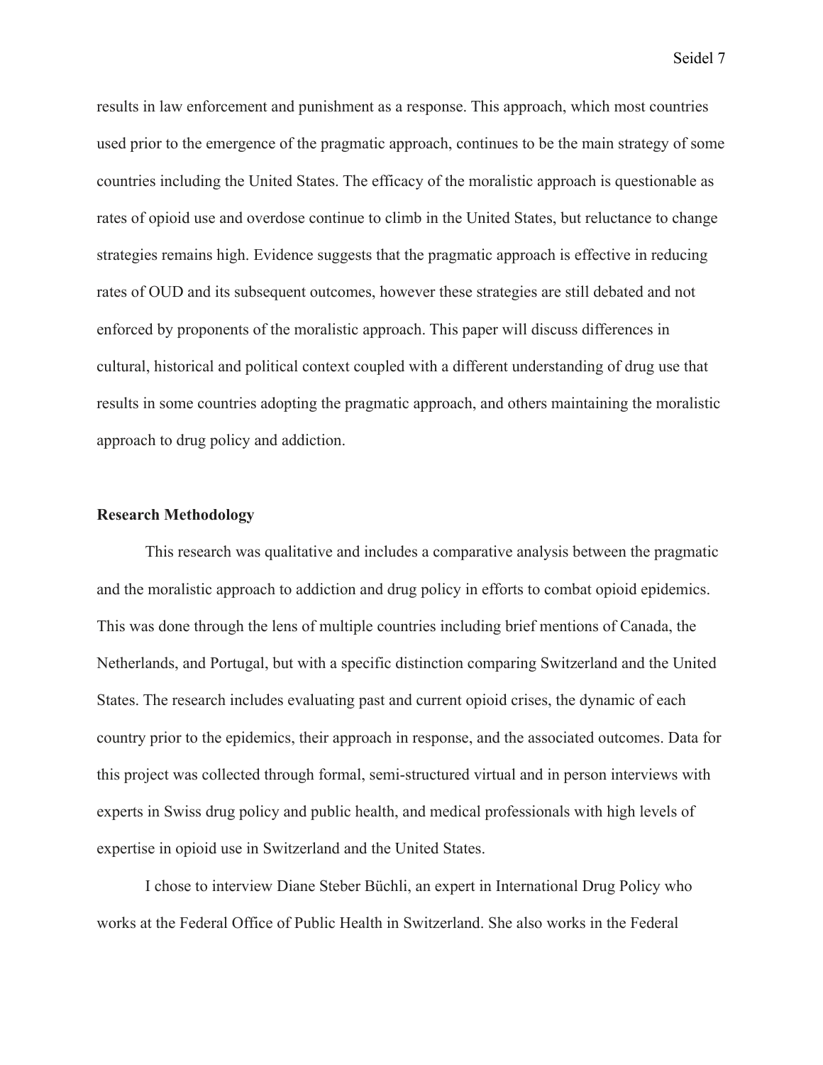results in law enforcement and punishment as a response. This approach, which most countries used prior to the emergence of the pragmatic approach, continues to be the main strategy of some countries including the United States. The efficacy of the moralistic approach is questionable as rates of opioid use and overdose continue to climb in the United States, but reluctance to change strategies remains high. Evidence suggests that the pragmatic approach is effective in reducing rates of OUD and its subsequent outcomes, however these strategies are still debated and not enforced by proponents of the moralistic approach. This paper will discuss differences in cultural, historical and political context coupled with a different understanding of drug use that results in some countries adopting the pragmatic approach, and others maintaining the moralistic approach to drug policy and addiction.

## Research Methodology

This research was qualitative and includes a comparative analysis between the pragmatic and the moralistic approach to addiction and drug policy in efforts to combat opioid epidemics. This was done through the lens of multiple countries including brief mentions of Canada, the Netherlands, and Portugal, but with a specific distinction comparing Switzerland and the United States. The research includes evaluating past and current opioid crises, the dynamic of each country prior to the epidemics, their approach in response, and the associated outcomes. Data for this project was collected through formal, semi-structured virtual and in person interviews with experts in Swiss drug policy and public health, and medical professionals with high levels of expertise in opioid use in Switzerland and the United States.

I chose to interview Diane Steber Büchli, an expert in International Drug Policy who works at the Federal Office of Public Health in Switzerland. She also works in the Federal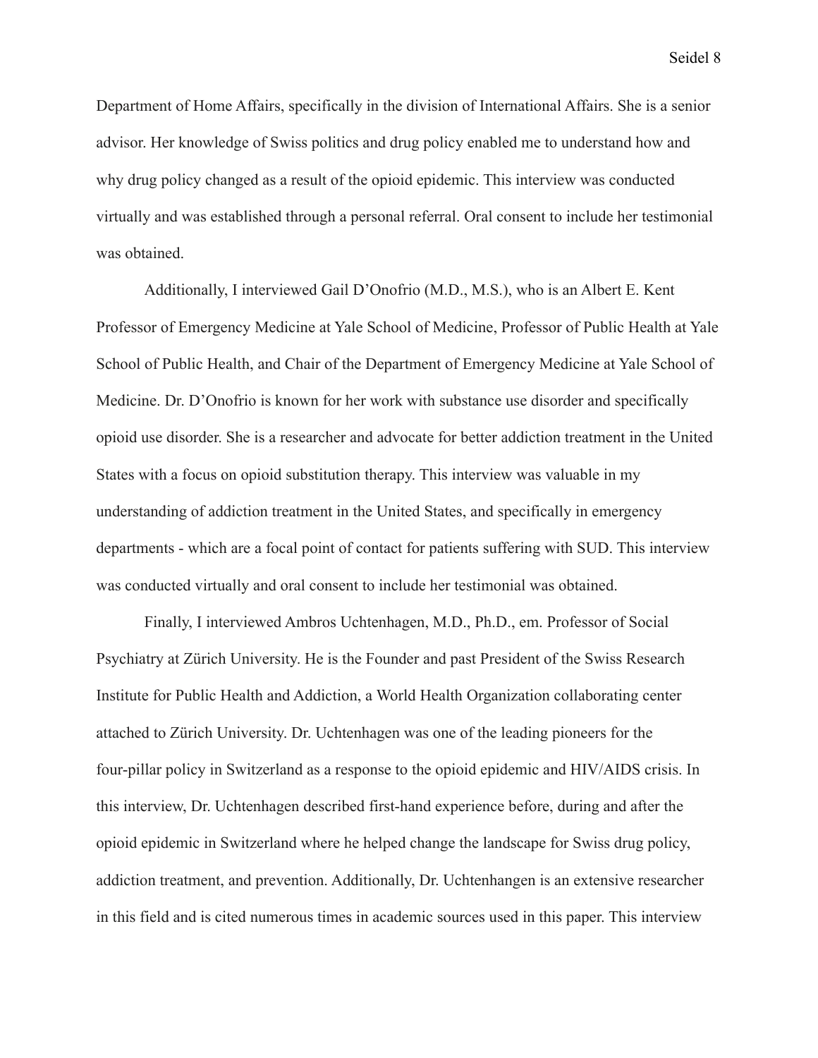Department of Home Affairs, specifically in the division of International Affairs. She is a senior advisor. Her knowledge of Swiss politics and drug policy enabled me to understand how and why drug policy changed as a result of the opioid epidemic. This interview was conducted virtually and was established through a personal referral. Oral consent to include her testimonial was obtained.

Additionally, I interviewed Gail D'Onofrio (M.D., M.S.), who is an Albert E. Kent Professor of Emergency Medicine at Yale School of Medicine, Professor of Public Health at Yale School of Public Health, and Chair of the Department of Emergency Medicine at Yale School of Medicine. Dr. D'Onofrio is known for her work with substance use disorder and specifically opioid use disorder. She is a researcher and advocate for better addiction treatment in the United States with a focus on opioid substitution therapy. This interview was valuable in my understanding of addiction treatment in the United States, and specifically in emergency departments - which are a focal point of contact for patients suffering with SUD. This interview was conducted virtually and oral consent to include her testimonial was obtained.

Finally, I interviewed Ambros Uchtenhagen, M.D., Ph.D., em. Professor of Social Psychiatry at Zürich University. He is the Founder and past President of the Swiss Research Institute for Public Health and Addiction, a World Health Organization collaborating center attached to Zürich University. Dr. Uchtenhagen was one of the leading pioneers for the four-pillar policy in Switzerland as a response to the opioid epidemic and HIV/AIDS crisis. In this interview, Dr. Uchtenhagen described first-hand experience before, during and after the opioid epidemic in Switzerland where he helped change the landscape for Swiss drug policy, addiction treatment, and prevention. Additionally, Dr. Uchtenhangen is an extensive researcher in this field and is cited numerous times in academic sources used in this paper. This interview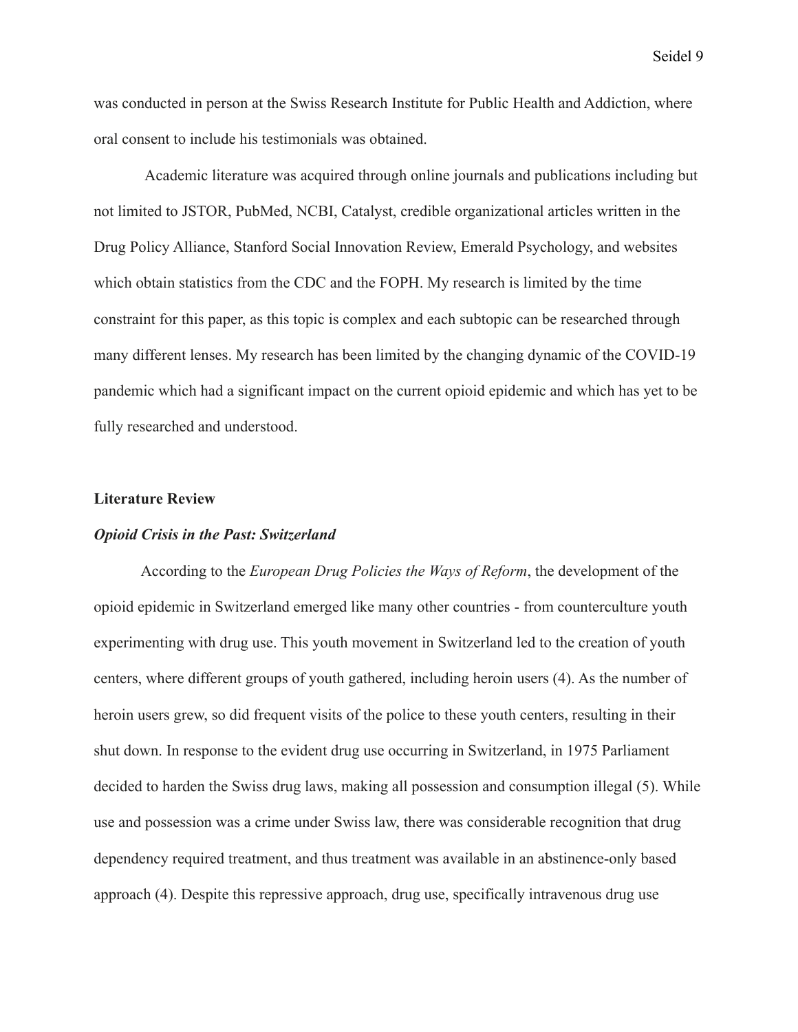was conducted in person at the Swiss Research Institute for Public Health and Addiction, where oral consent to include his testimonials was obtained.

Academic literature was acquired through online journals and publications including but not limited to JSTOR, PubMed, NCBI, Catalyst, credible organizational articles written in the Drug Policy Alliance, Stanford Social Innovation Review, Emerald Psychology, and websites which obtain statistics from the CDC and the FOPH. My research is limited by the time constraint for this paper, as this topic is complex and each subtopic can be researched through many different lenses. My research has been limited by the changing dynamic of the COVID-19 pandemic which had a significant impact on the current opioid epidemic and which has yet to be fully researched and understood.

## Literature Review

### *Opioid Crisis in the Past: Switzerland*

According to the *European Drug Policies the Ways of Reform*, the development of the opioid epidemic in Switzerland emerged like many other countries - from counterculture youth experimenting with drug use. This youth movement in Switzerland led to the creation of youth centers, where different groups of youth gathered, including heroin users (4). As the number of heroin users grew, so did frequent visits of the police to these youth centers, resulting in their shut down. In response to the evident drug use occurring in Switzerland, in 1975 Parliament decided to harden the Swiss drug laws, making all possession and consumption illegal (5). While use and possession was a crime under Swiss law, there was considerable recognition that drug dependency required treatment, and thus treatment was available in an abstinence-only based approach (4). Despite this repressive approach, drug use, specifically intravenous drug use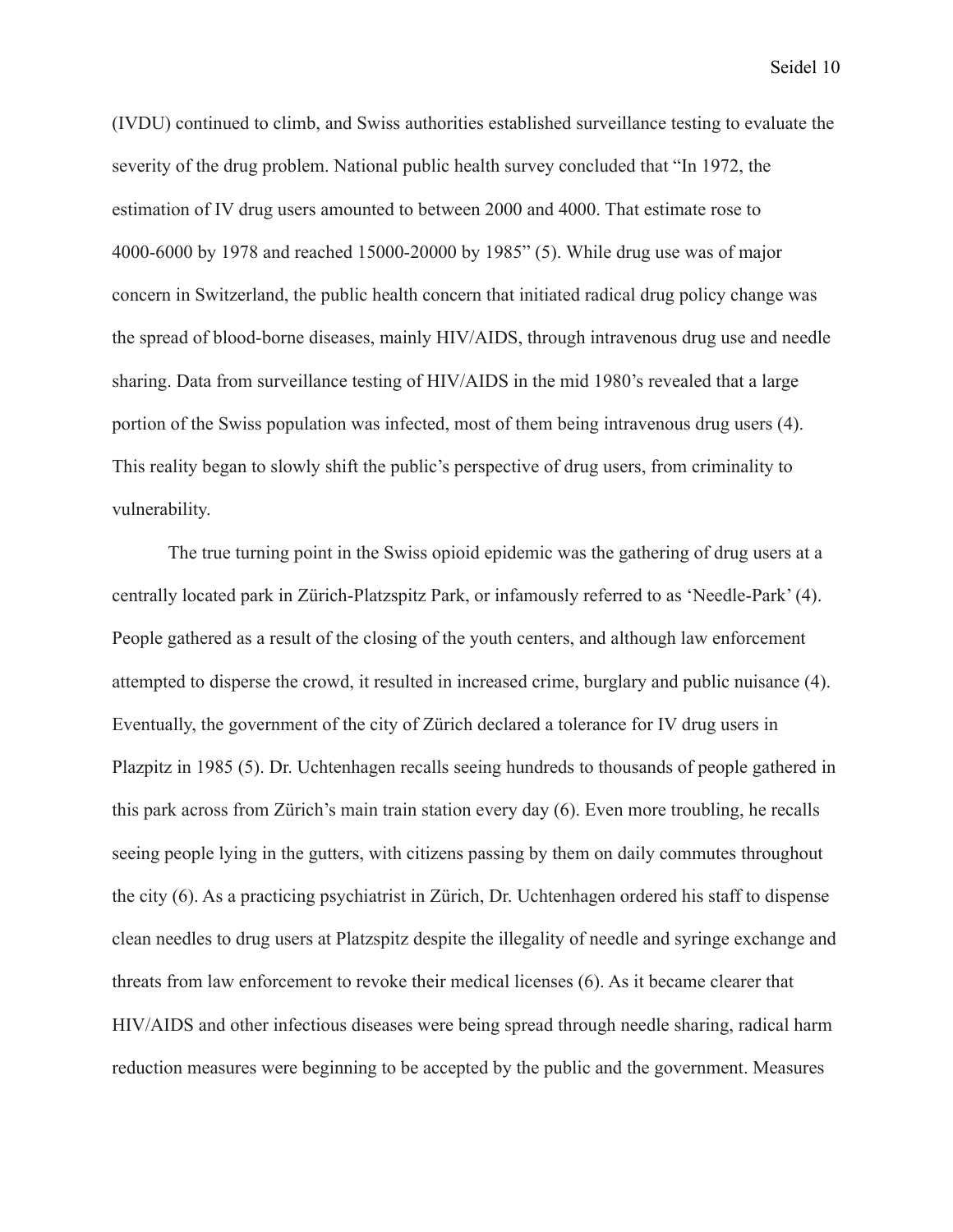(IVDU) continued to climb, and Swiss authorities established surveillance testing to evaluate the severity of the drug problem. National public health survey concluded that "In 1972, the estimation of IV drug users amounted to between 2000 and 4000. That estimate rose to 4000-6000 by 1978 and reached 15000-20000 by 1985" (5). While drug use was of major concern in Switzerland, the public health concern that initiated radical drug policy change was the spread of blood-borne diseases, mainly HIV/AIDS, through intravenous drug use and needle sharing. Data from surveillance testing of HIV/AIDS in the mid 1980's revealed that a large portion of the Swiss population was infected, most of them being intravenous drug users (4). This reality began to slowly shift the public's perspective of drug users, from criminality to vulnerability.

The true turning point in the Swiss opioid epidemic was the gathering of drug users at a centrally located park in Zürich-Platzspitz Park, or infamously referred to as 'Needle-Park' (4). People gathered as a result of the closing of the youth centers, and although law enforcement attempted to disperse the crowd, it resulted in increased crime, burglary and public nuisance (4). Eventually, the government of the city of Zürich declared a tolerance for IV drug users in Plazpitz in 1985 (5). Dr. Uchtenhagen recalls seeing hundreds to thousands of people gathered in this park across from Zürich's main train station every day (6). Even more troubling, he recalls seeing people lying in the gutters, with citizens passing by them on daily commutes throughout the city (6). As a practicing psychiatrist in Zürich, Dr. Uchtenhagen ordered his staff to dispense clean needles to drug users at Platzspitz despite the illegality of needle and syringe exchange and threats from law enforcement to revoke their medical licenses (6). As it became clearer that HIV/AIDS and other infectious diseases were being spread through needle sharing, radical harm reduction measures were beginning to be accepted by the public and the government. Measures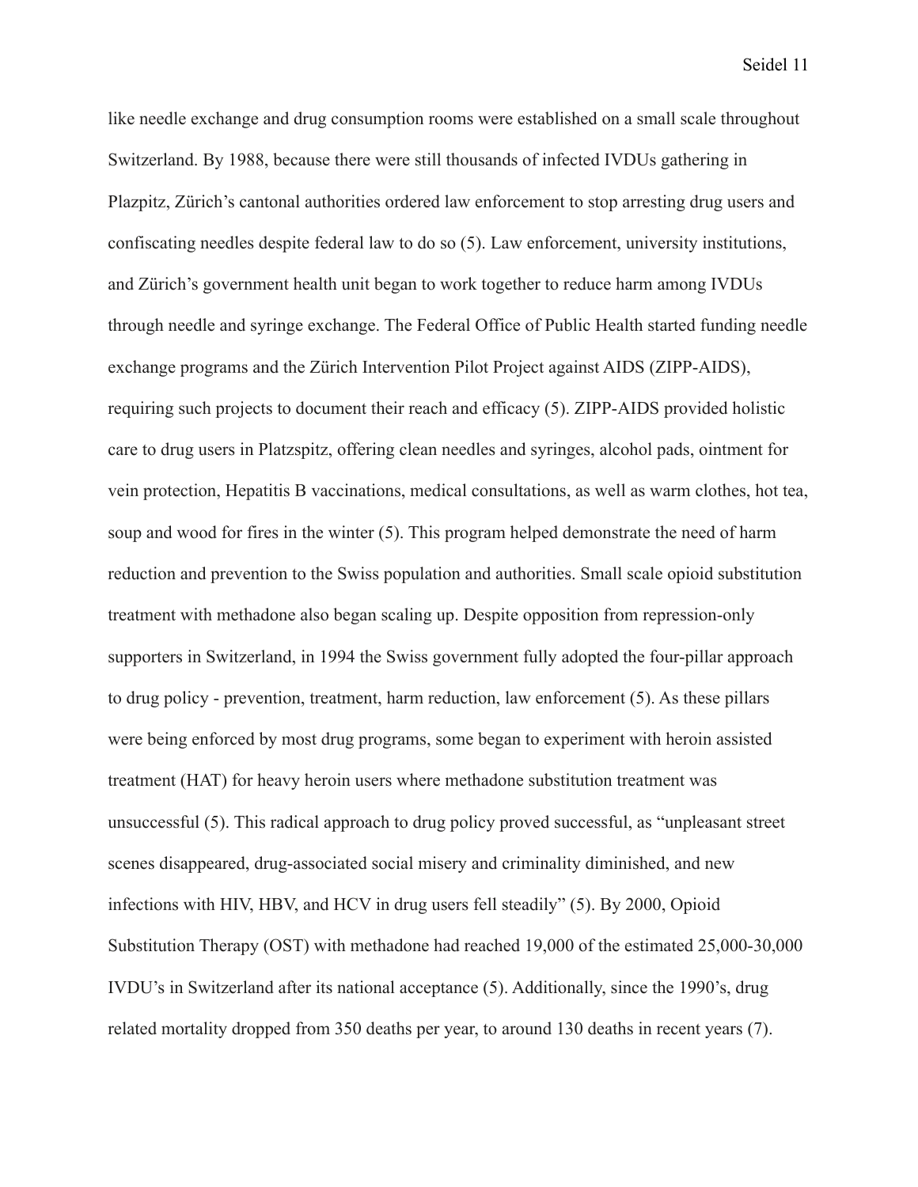like needle exchange and drug consumption rooms were established on a small scale throughout Switzerland. By 1988, because there were still thousands of infected IVDUs gathering in Plazpitz, Zürich's cantonal authorities ordered law enforcement to stop arresting drug users and confiscating needles despite federal law to do so (5). Law enforcement, university institutions, and Zürich's government health unit began to work together to reduce harm among IVDUs through needle and syringe exchange. The Federal Office of Public Health started funding needle exchange programs and the Zürich Intervention Pilot Project against AIDS (ZIPP-AIDS), requiring such projects to document their reach and efficacy (5). ZIPP-AIDS provided holistic care to drug users in Platzspitz, offering clean needles and syringes, alcohol pads, ointment for vein protection, Hepatitis B vaccinations, medical consultations, as well as warm clothes, hot tea, soup and wood for fires in the winter (5). This program helped demonstrate the need of harm reduction and prevention to the Swiss population and authorities. Small scale opioid substitution treatment with methadone also began scaling up. Despite opposition from repression-only supporters in Switzerland, in 1994 the Swiss government fully adopted the four-pillar approach to drug policy - prevention, treatment, harm reduction, law enforcement (5). As these pillars were being enforced by most drug programs, some began to experiment with heroin assisted treatment (HAT) for heavy heroin users where methadone substitution treatment was unsuccessful (5). This radical approach to drug policy proved successful, as "unpleasant street scenes disappeared, drug-associated social misery and criminality diminished, and new infections with HIV, HBV, and HCV in drug users fell steadily" (5). By 2000, Opioid Substitution Therapy (OST) with methadone had reached 19,000 of the estimated 25,000-30,000 IVDU's in Switzerland after its national acceptance (5). Additionally, since the 1990's, drug related mortality dropped from 350 deaths per year, to around 130 deaths in recent years (7).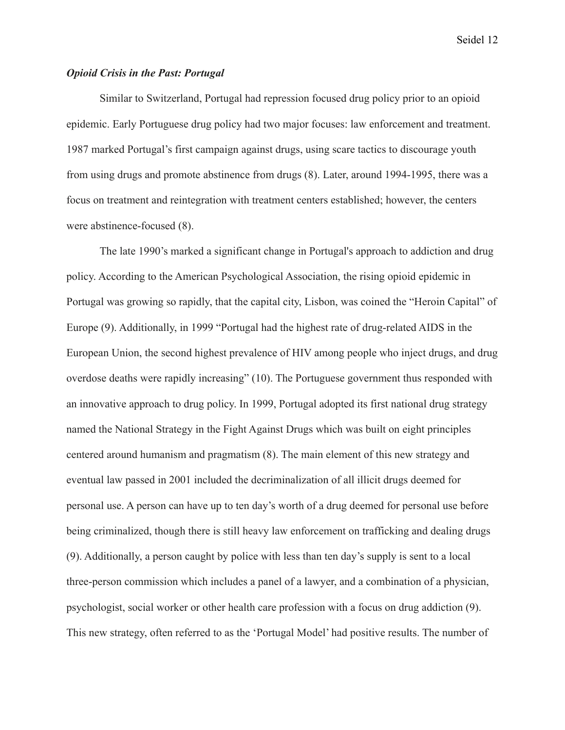### *Opioid Crisis in the Past: Portugal*

Similar to Switzerland, Portugal had repression focused drug policy prior to an opioid epidemic. Early Portuguese drug policy had two major focuses: law enforcement and treatment. 1987 marked Portugal's first campaign against drugs, using scare tactics to discourage youth from using drugs and promote abstinence from drugs (8). Later, around 1994-1995, there was a focus on treatment and reintegration with treatment centers established; however, the centers were abstinence-focused (8).

The late 1990's marked a significant change in Portugal's approach to addiction and drug policy. According to the American Psychological Association, the rising opioid epidemic in Portugal was growing so rapidly, that the capital city, Lisbon, was coined the "Heroin Capital" of Europe (9). Additionally, in 1999 "Portugal had the highest rate of drug-related AIDS in the European Union, the second highest prevalence of HIV among people who inject drugs, and drug overdose deaths were rapidly increasing" (10). The Portuguese government thus responded with an innovative approach to drug policy. In 1999, Portugal adopted its first national drug strategy named the National Strategy in the Fight Against Drugs which was built on eight principles centered around humanism and pragmatism (8). The main element of this new strategy and eventual law passed in 2001 included the decriminalization of all illicit drugs deemed for personal use. A person can have up to ten day's worth of a drug deemed for personal use before being criminalized, though there is still heavy law enforcement on trafficking and dealing drugs (9). Additionally, a person caught by police with less than ten day's supply is sent to a local three-person commission which includes a panel of a lawyer, and a combination of a physician, psychologist, social worker or other health care profession with a focus on drug addiction (9). This new strategy, often referred to as the 'Portugal Model' had positive results. The number of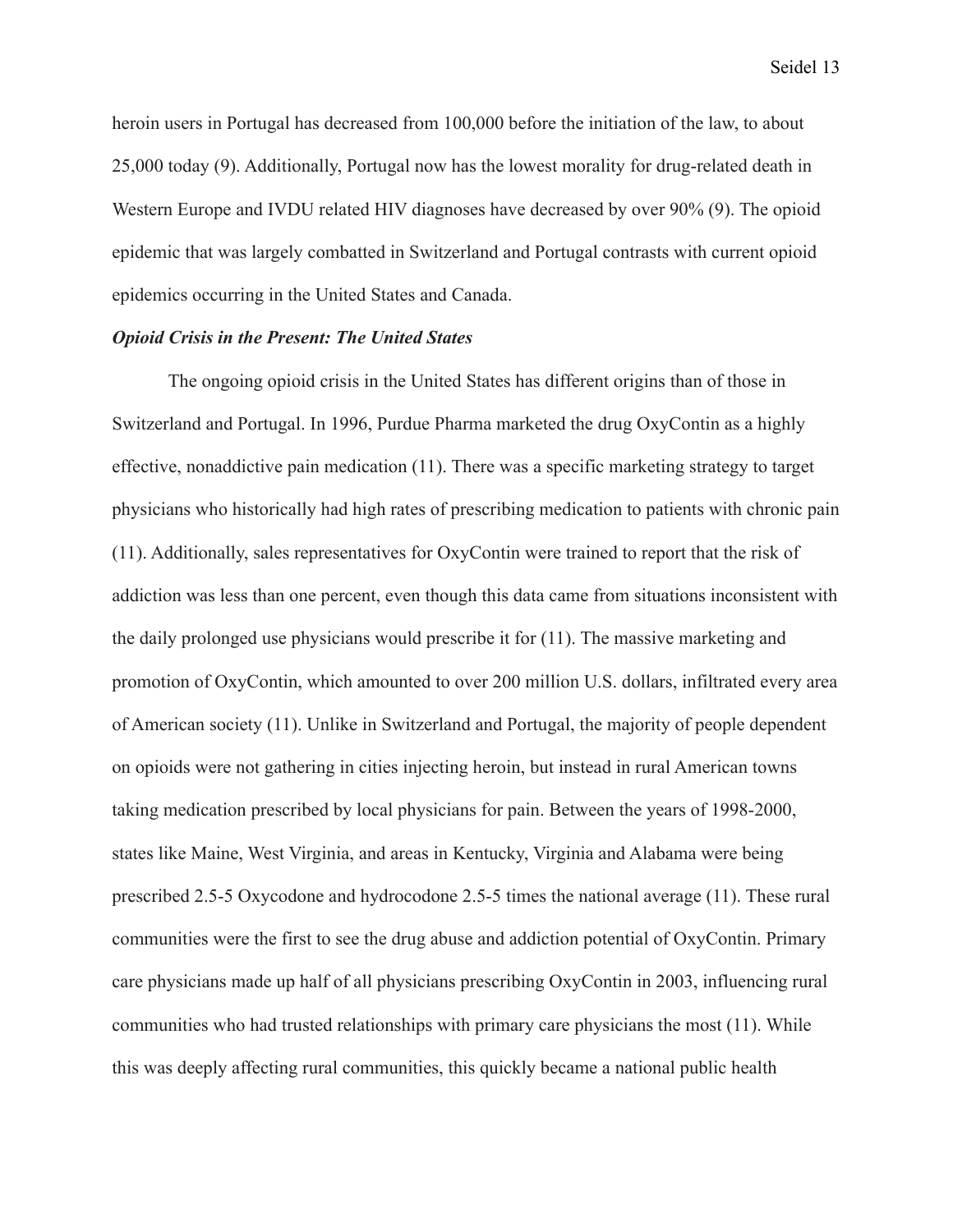heroin users in Portugal has decreased from 100,000 before the initiation of the law, to about 25,000 today (9). Additionally, Portugal now has the lowest morality for drug-related death in Western Europe and IVDU related HIV diagnoses have decreased by over 90% (9). The opioid epidemic that was largely combatted in Switzerland and Portugal contrasts with current opioid epidemics occurring in the United States and Canada.

***Opioid Crisis in the Present: The United States***

The ongoing opioid crisis in the United States has different origins than of those in Switzerland and Portugal. In 1996, Purdue Pharma marketed the drug OxyContin as a highly effective, nonaddictive pain medication (11). There was a specific marketing strategy to target physicians who historically had high rates of prescribing medication to patients with chronic pain (11). Additionally, sales representatives for OxyContin were trained to report that the risk of addiction was less than one percent, even though this data came from situations inconsistent with the daily prolonged use physicians would prescribe it for (11). The massive marketing and promotion of OxyContin, which amounted to over 200 million U.S. dollars, infiltrated every area of American society (11). Unlike in Switzerland and Portugal, the majority of people dependent on opioids were not gathering in cities injecting heroin, but instead in rural American towns taking medication prescribed by local physicians for pain. Between the years of 1998-2000, states like Maine, West Virginia, and areas in Kentucky, Virginia and Alabama were being prescribed 2.5-5 Oxycodone and hydrocodone 2.5-5 times the national average (11). These rural communities were the first to see the drug abuse and addiction potential of OxyContin. Primary care physicians made up half of all physicians prescribing OxyContin in 2003, influencing rural communities who had trusted relationships with primary care physicians the most (11). While this was deeply affecting rural communities, this quickly became a national public health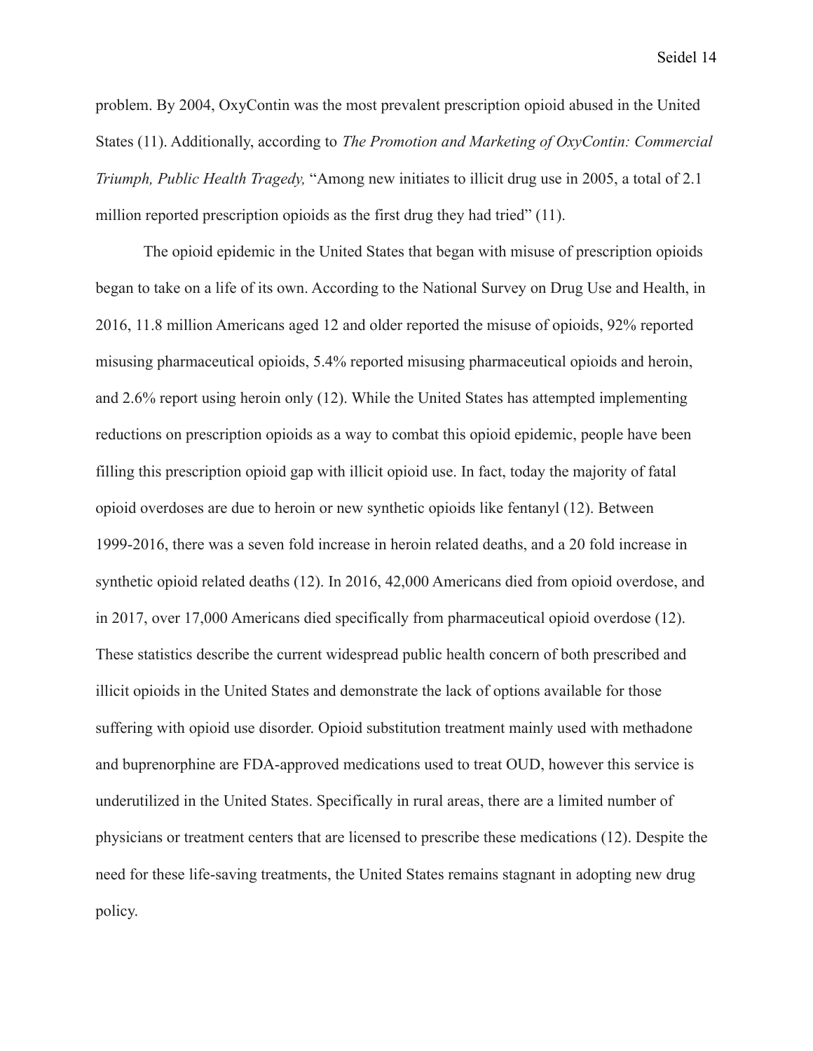problem. By 2004, OxyContin was the most prevalent prescription opioid abused in the United States (11). Additionally, according to *The Promotion and Marketing of OxyContin: Commercial Triumph, Public Health Tragedy,* "Among new initiates to illicit drug use in 2005, a total of 2.1 million reported prescription opioids as the first drug they had tried" (11).

The opioid epidemic in the United States that began with misuse of prescription opioids began to take on a life of its own. According to the National Survey on Drug Use and Health, in 2016, 11.8 million Americans aged 12 and older reported the misuse of opioids, 92% reported misusing pharmaceutical opioids, 5.4% reported misusing pharmaceutical opioids and heroin, and 2.6% report using heroin only (12). While the United States has attempted implementing reductions on prescription opioids as a way to combat this opioid epidemic, people have been filling this prescription opioid gap with illicit opioid use. In fact, today the majority of fatal opioid overdoses are due to heroin or new synthetic opioids like fentanyl (12). Between 1999-2016, there was a seven fold increase in heroin related deaths, and a 20 fold increase in synthetic opioid related deaths (12). In 2016, 42,000 Americans died from opioid overdose, and in 2017, over 17,000 Americans died specifically from pharmaceutical opioid overdose (12). These statistics describe the current widespread public health concern of both prescribed and illicit opioids in the United States and demonstrate the lack of options available for those suffering with opioid use disorder. Opioid substitution treatment mainly used with methadone and buprenorphine are FDA-approved medications used to treat OUD, however this service is underutilized in the United States. Specifically in rural areas, there are a limited number of physicians or treatment centers that are licensed to prescribe these medications (12). Despite the need for these life-saving treatments, the United States remains stagnant in adopting new drug policy.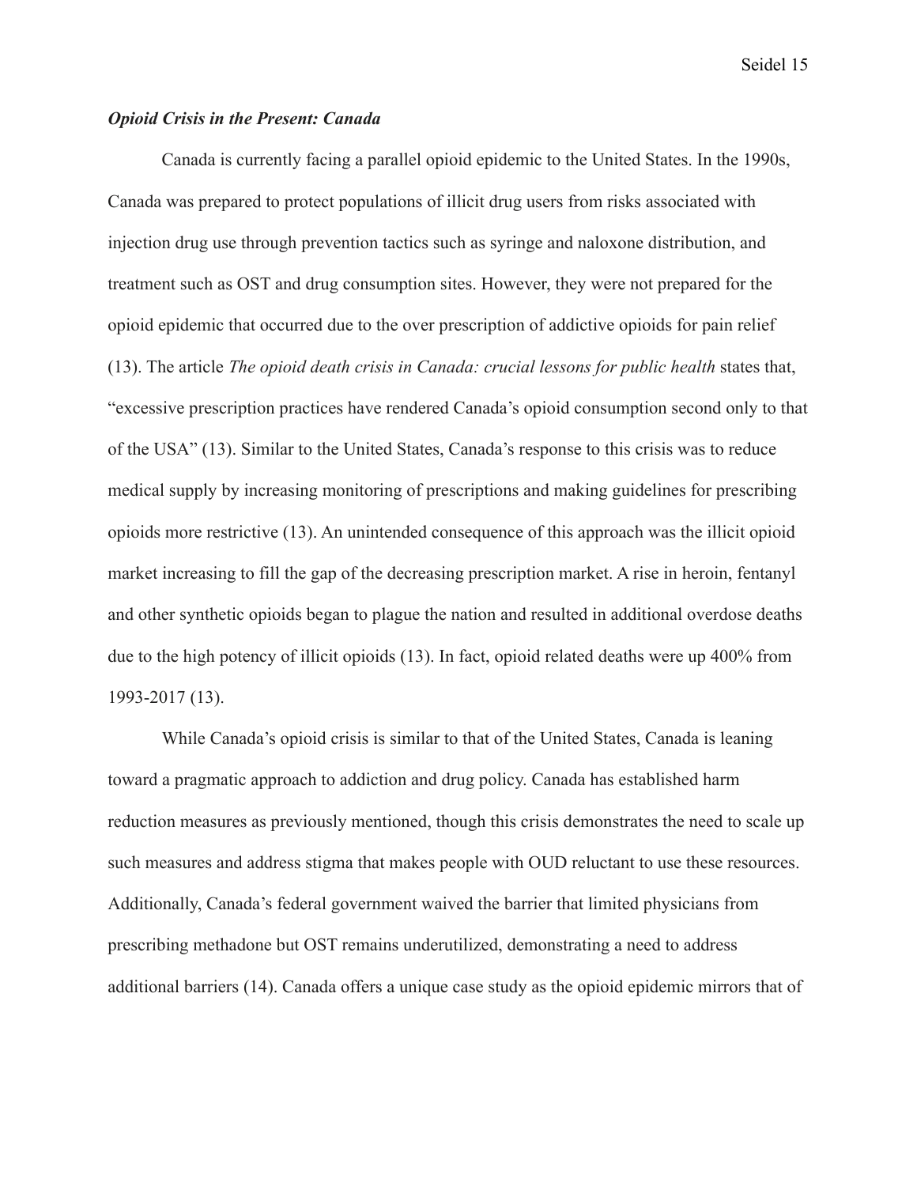***Opioid Crisis in the Present: Canada***

Canada is currently facing a parallel opioid epidemic to the United States. In the 1990s, Canada was prepared to protect populations of illicit drug users from risks associated with injection drug use through prevention tactics such as syringe and naloxone distribution, and treatment such as OST and drug consumption sites. However, they were not prepared for the opioid epidemic that occurred due to the over prescription of addictive opioids for pain relief (13). The article *The opioid death crisis in Canada: crucial lessons for public health* states that, "excessive prescription practices have rendered Canada's opioid consumption second only to that of the USA" (13). Similar to the United States, Canada's response to this crisis was to reduce medical supply by increasing monitoring of prescriptions and making guidelines for prescribing opioids more restrictive (13). An unintended consequence of this approach was the illicit opioid market increasing to fill the gap of the decreasing prescription market. A rise in heroin, fentanyl and other synthetic opioids began to plague the nation and resulted in additional overdose deaths due to the high potency of illicit opioids (13). In fact, opioid related deaths were up 400% from 1993-2017 (13).

While Canada's opioid crisis is similar to that of the United States, Canada is leaning toward a pragmatic approach to addiction and drug policy. Canada has established harm reduction measures as previously mentioned, though this crisis demonstrates the need to scale up such measures and address stigma that makes people with OUD reluctant to use these resources. Additionally, Canada's federal government waived the barrier that limited physicians from prescribing methadone but OST remains underutilized, demonstrating a need to address additional barriers (14). Canada offers a unique case study as the opioid epidemic mirrors that of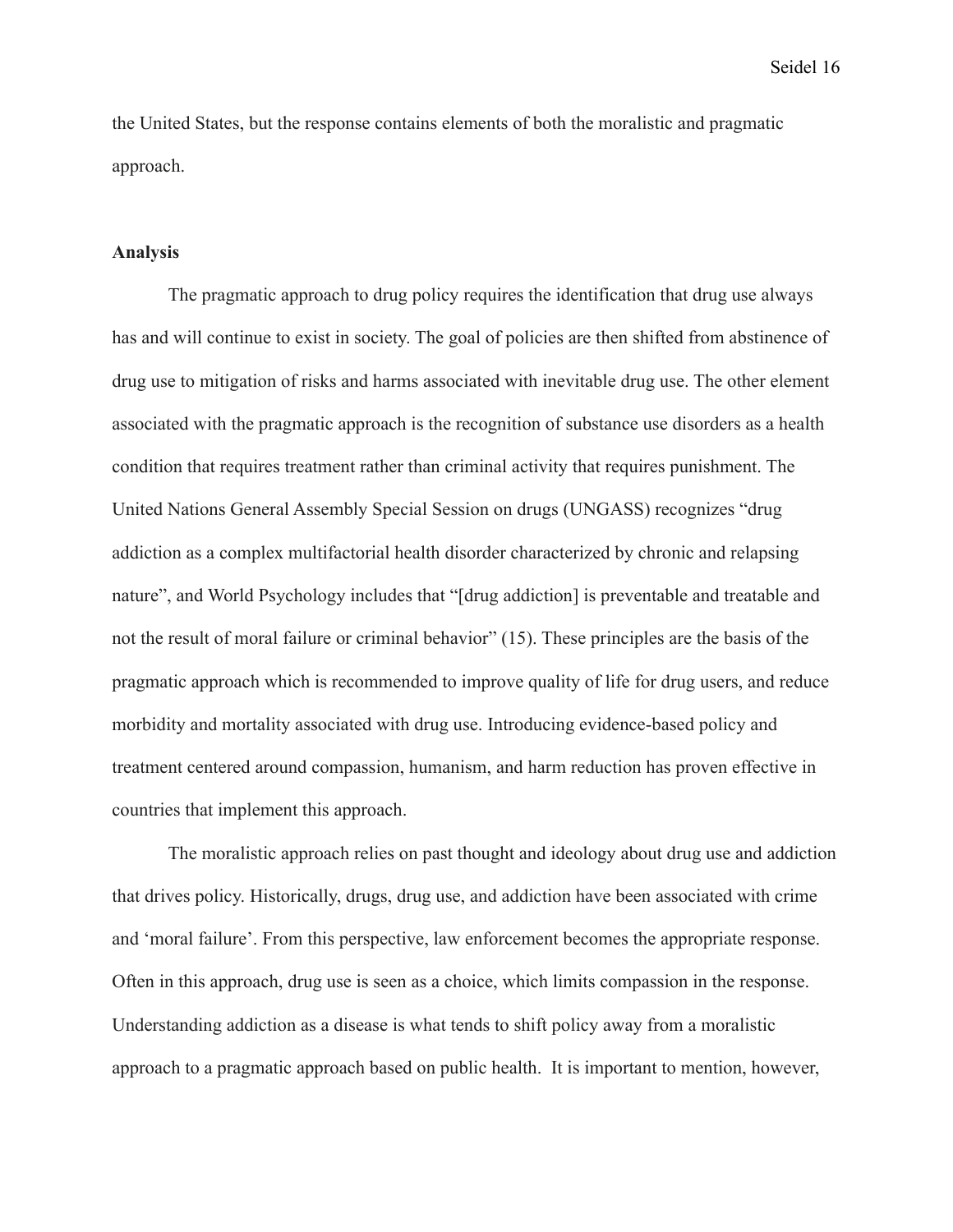the United States, but the response contains elements of both the moralistic and pragmatic approach.

**Analysis**

The pragmatic approach to drug policy requires the identification that drug use always has and will continue to exist in society. The goal of policies are then shifted from abstinence of drug use to mitigation of risks and harms associated with inevitable drug use. The other element associated with the pragmatic approach is the recognition of substance use disorders as a health condition that requires treatment rather than criminal activity that requires punishment. The United Nations General Assembly Special Session on drugs (UNGASS) recognizes "drug addiction as a complex multifactorial health disorder characterized by chronic and relapsing nature", and World Psychology includes that "[drug addiction] is preventable and treatable and not the result of moral failure or criminal behavior" (15). These principles are the basis of the pragmatic approach which is recommended to improve quality of life for drug users, and reduce morbidity and mortality associated with drug use. Introducing evidence-based policy and treatment centered around compassion, humanism, and harm reduction has proven effective in countries that implement this approach.

The moralistic approach relies on past thought and ideology about drug use and addiction that drives policy. Historically, drugs, drug use, and addiction have been associated with crime and 'moral failure'. From this perspective, law enforcement becomes the appropriate response. Often in this approach, drug use is seen as a choice, which limits compassion in the response. Understanding addiction as a disease is what tends to shift policy away from a moralistic approach to a pragmatic approach based on public health. It is important to mention, however,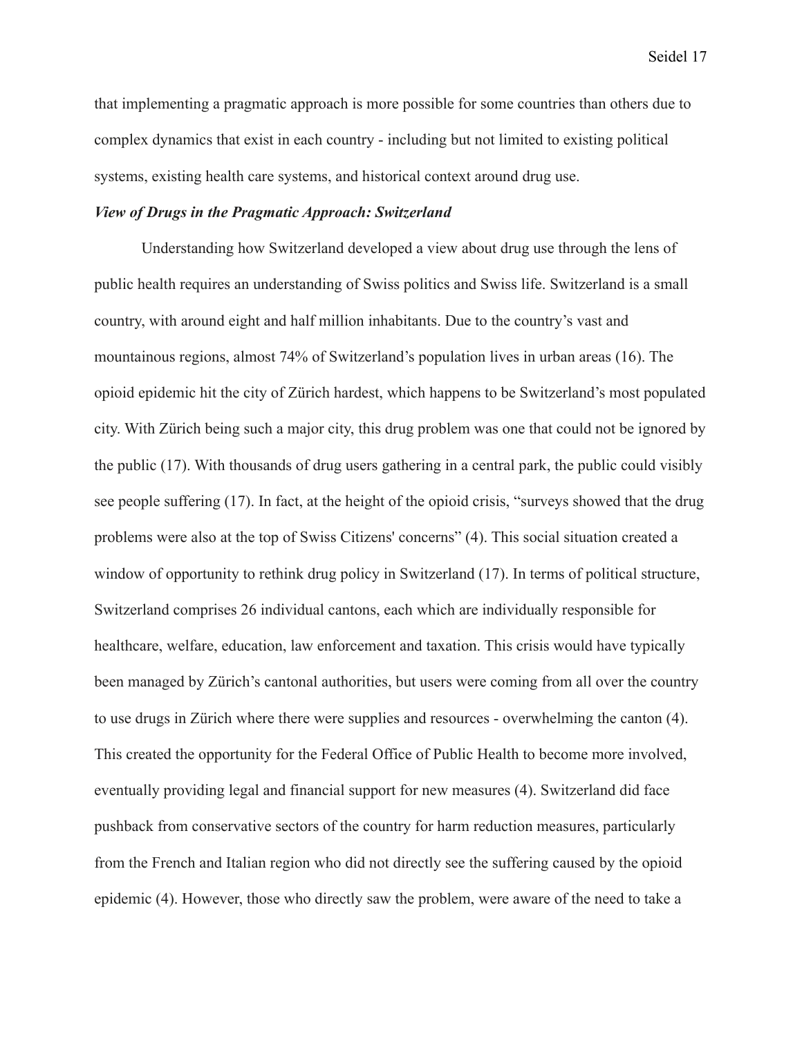that implementing a pragmatic approach is more possible for some countries than others due to complex dynamics that exist in each country - including but not limited to existing political systems, existing health care systems, and historical context around drug use.

### *View of Drugs in the Pragmatic Approach: Switzerland*

Understanding how Switzerland developed a view about drug use through the lens of public health requires an understanding of Swiss politics and Swiss life. Switzerland is a small country, with around eight and half million inhabitants. Due to the country's vast and mountainous regions, almost 74% of Switzerland's population lives in urban areas (16). The opioid epidemic hit the city of Zürich hardest, which happens to be Switzerland's most populated city. With Zürich being such a major city, this drug problem was one that could not be ignored by the public (17). With thousands of drug users gathering in a central park, the public could visibly see people suffering (17). In fact, at the height of the opioid crisis, "surveys showed that the drug problems were also at the top of Swiss Citizens' concerns" (4). This social situation created a window of opportunity to rethink drug policy in Switzerland (17). In terms of political structure, Switzerland comprises 26 individual cantons, each which are individually responsible for healthcare, welfare, education, law enforcement and taxation. This crisis would have typically been managed by Zürich's cantonal authorities, but users were coming from all over the country to use drugs in Zürich where there were supplies and resources - overwhelming the canton (4). This created the opportunity for the Federal Office of Public Health to become more involved, eventually providing legal and financial support for new measures (4). Switzerland did face pushback from conservative sectors of the country for harm reduction measures, particularly from the French and Italian region who did not directly see the suffering caused by the opioid epidemic (4). However, those who directly saw the problem, were aware of the need to take a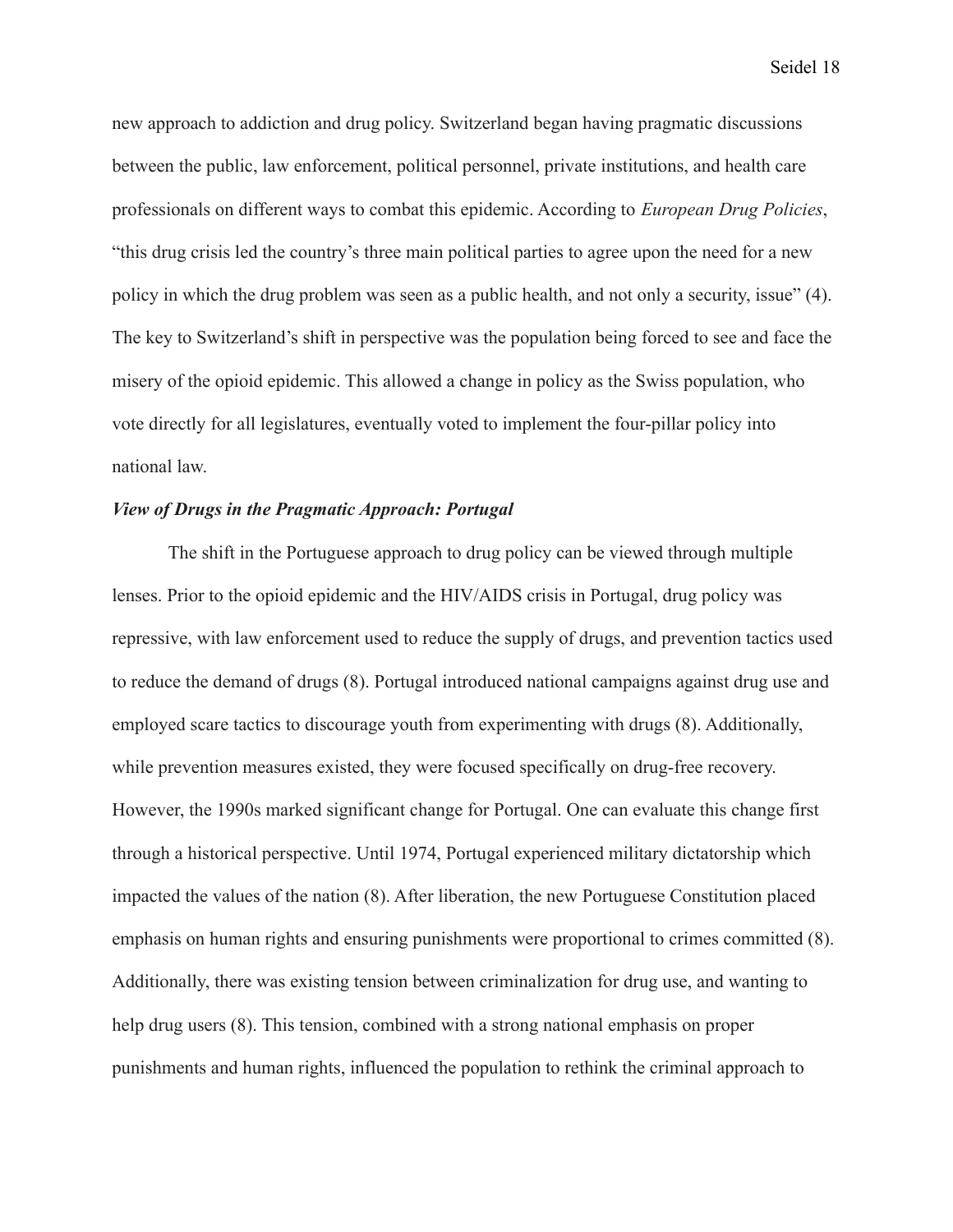new approach to addiction and drug policy. Switzerland began having pragmatic discussions between the public, law enforcement, political personnel, private institutions, and health care professionals on different ways to combat this epidemic. According to *European Drug Policies*, "this drug crisis led the country's three main political parties to agree upon the need for a new policy in which the drug problem was seen as a public health, and not only a security, issue" (4). The key to Switzerland's shift in perspective was the population being forced to see and face the misery of the opioid epidemic. This allowed a change in policy as the Swiss population, who vote directly for all legislatures, eventually voted to implement the four-pillar policy into national law.

***View of Drugs in the Pragmatic Approach: Portugal***

The shift in the Portuguese approach to drug policy can be viewed through multiple lenses. Prior to the opioid epidemic and the HIV/AIDS crisis in Portugal, drug policy was repressive, with law enforcement used to reduce the supply of drugs, and prevention tactics used to reduce the demand of drugs (8). Portugal introduced national campaigns against drug use and employed scare tactics to discourage youth from experimenting with drugs (8). Additionally, while prevention measures existed, they were focused specifically on drug-free recovery. However, the 1990s marked significant change for Portugal. One can evaluate this change first through a historical perspective. Until 1974, Portugal experienced military dictatorship which impacted the values of the nation (8). After liberation, the new Portuguese Constitution placed emphasis on human rights and ensuring punishments were proportional to crimes committed (8). Additionally, there was existing tension between criminalization for drug use, and wanting to help drug users (8). This tension, combined with a strong national emphasis on proper punishments and human rights, influenced the population to rethink the criminal approach to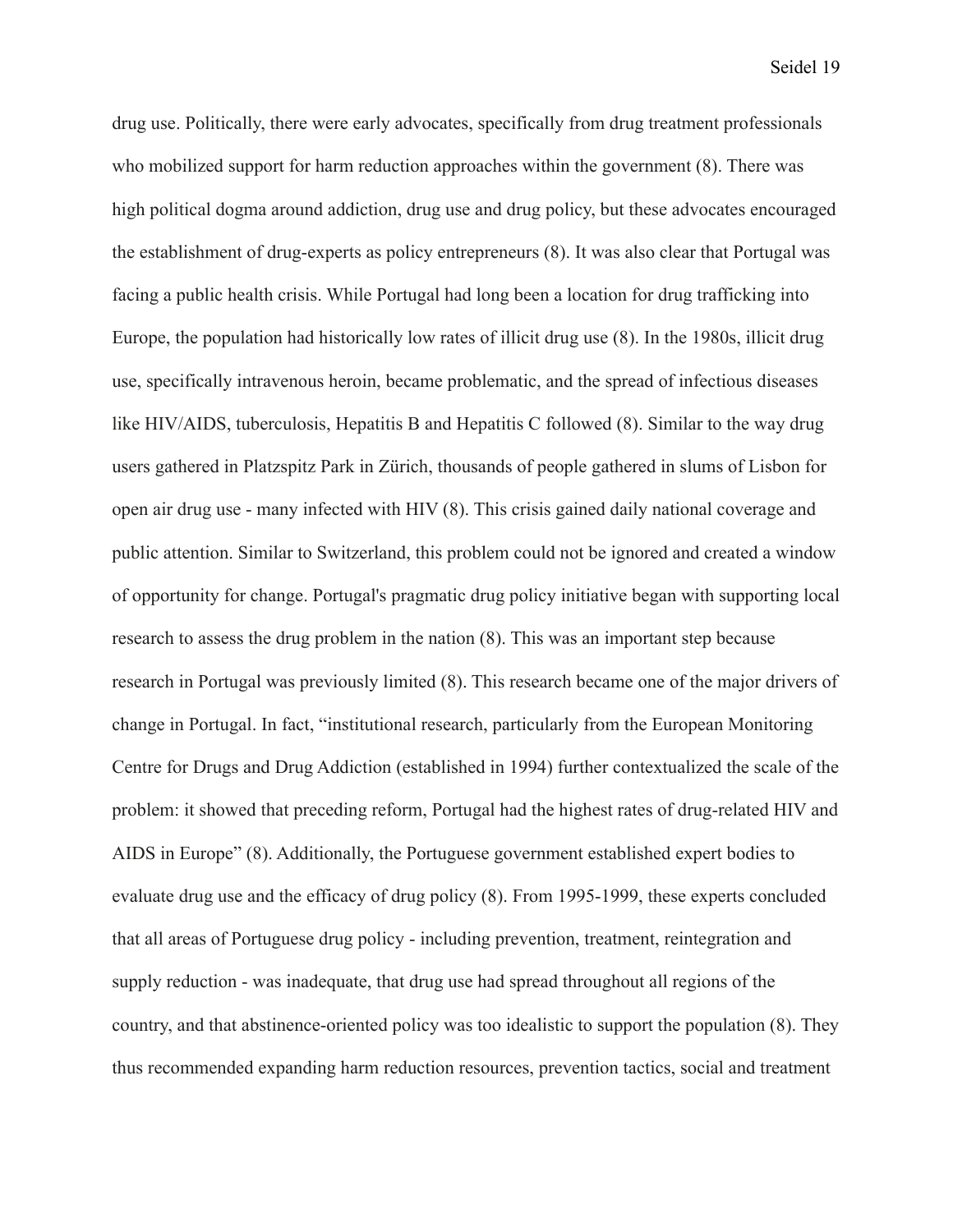drug use. Politically, there were early advocates, specifically from drug treatment professionals who mobilized support for harm reduction approaches within the government (8). There was high political dogma around addiction, drug use and drug policy, but these advocates encouraged the establishment of drug-experts as policy entrepreneurs (8). It was also clear that Portugal was facing a public health crisis. While Portugal had long been a location for drug trafficking into Europe, the population had historically low rates of illicit drug use (8). In the 1980s, illicit drug use, specifically intravenous heroin, became problematic, and the spread of infectious diseases like HIV/AIDS, tuberculosis, Hepatitis B and Hepatitis C followed (8). Similar to the way drug users gathered in Platzspitz Park in Zürich, thousands of people gathered in slums of Lisbon for open air drug use - many infected with HIV (8). This crisis gained daily national coverage and public attention. Similar to Switzerland, this problem could not be ignored and created a window of opportunity for change. Portugal's pragmatic drug policy initiative began with supporting local research to assess the drug problem in the nation (8). This was an important step because research in Portugal was previously limited (8). This research became one of the major drivers of change in Portugal. In fact, "institutional research, particularly from the European Monitoring Centre for Drugs and Drug Addiction (established in 1994) further contextualized the scale of the problem: it showed that preceding reform, Portugal had the highest rates of drug-related HIV and AIDS in Europe" (8). Additionally, the Portuguese government established expert bodies to evaluate drug use and the efficacy of drug policy (8). From 1995-1999, these experts concluded that all areas of Portuguese drug policy - including prevention, treatment, reintegration and supply reduction - was inadequate, that drug use had spread throughout all regions of the country, and that abstinence-oriented policy was too idealistic to support the population (8). They thus recommended expanding harm reduction resources, prevention tactics, social and treatment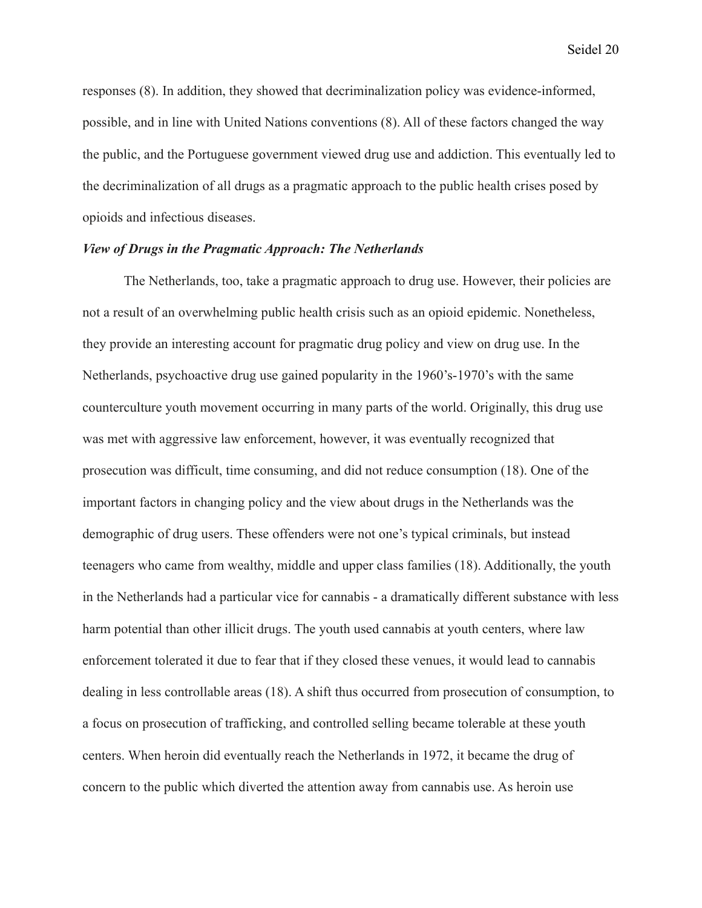responses (8). In addition, they showed that decriminalization policy was evidence-informed, possible, and in line with United Nations conventions (8). All of these factors changed the way the public, and the Portuguese government viewed drug use and addiction. This eventually led to the decriminalization of all drugs as a pragmatic approach to the public health crises posed by opioids and infectious diseases.

***View of Drugs in the Pragmatic Approach: The Netherlands***

The Netherlands, too, take a pragmatic approach to drug use. However, their policies are not a result of an overwhelming public health crisis such as an opioid epidemic. Nonetheless, they provide an interesting account for pragmatic drug policy and view on drug use. In the Netherlands, psychoactive drug use gained popularity in the 1960's-1970's with the same counterculture youth movement occurring in many parts of the world. Originally, this drug use was met with aggressive law enforcement, however, it was eventually recognized that prosecution was difficult, time consuming, and did not reduce consumption (18). One of the important factors in changing policy and the view about drugs in the Netherlands was the demographic of drug users. These offenders were not one's typical criminals, but instead teenagers who came from wealthy, middle and upper class families (18). Additionally, the youth in the Netherlands had a particular vice for cannabis - a dramatically different substance with less harm potential than other illicit drugs. The youth used cannabis at youth centers, where law enforcement tolerated it due to fear that if they closed these venues, it would lead to cannabis dealing in less controllable areas (18). A shift thus occurred from prosecution of consumption, to a focus on prosecution of trafficking, and controlled selling became tolerable at these youth centers. When heroin did eventually reach the Netherlands in 1972, it became the drug of concern to the public which diverted the attention away from cannabis use. As heroin use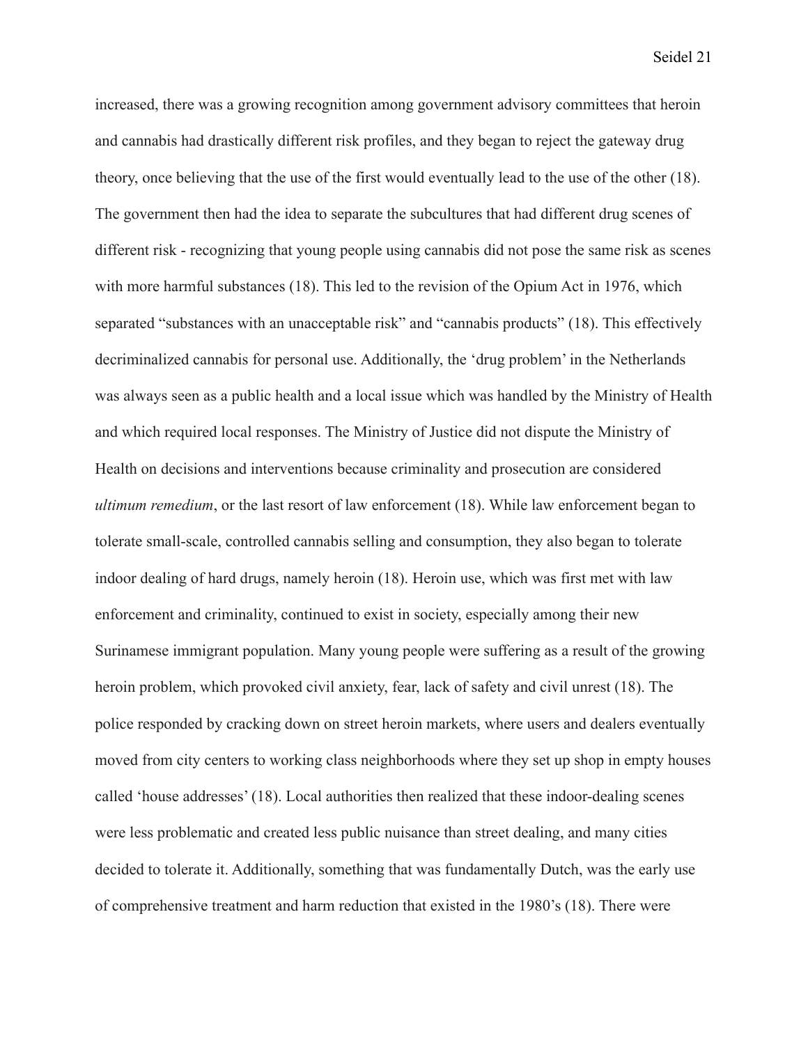increased, there was a growing recognition among government advisory committees that heroin and cannabis had drastically different risk profiles, and they began to reject the gateway drug theory, once believing that the use of the first would eventually lead to the use of the other (18). The government then had the idea to separate the subcultures that had different drug scenes of different risk - recognizing that young people using cannabis did not pose the same risk as scenes with more harmful substances (18). This led to the revision of the Opium Act in 1976, which separated "substances with an unacceptable risk" and "cannabis products" (18). This effectively decriminalized cannabis for personal use. Additionally, the 'drug problem' in the Netherlands was always seen as a public health and a local issue which was handled by the Ministry of Health and which required local responses. The Ministry of Justice did not dispute the Ministry of Health on decisions and interventions because criminality and prosecution are considered *ultimum remedium*, or the last resort of law enforcement (18). While law enforcement began to tolerate small-scale, controlled cannabis selling and consumption, they also began to tolerate indoor dealing of hard drugs, namely heroin (18). Heroin use, which was first met with law enforcement and criminality, continued to exist in society, especially among their new Surinamese immigrant population. Many young people were suffering as a result of the growing heroin problem, which provoked civil anxiety, fear, lack of safety and civil unrest (18). The police responded by cracking down on street heroin markets, where users and dealers eventually moved from city centers to working class neighborhoods where they set up shop in empty houses called 'house addresses' (18). Local authorities then realized that these indoor-dealing scenes were less problematic and created less public nuisance than street dealing, and many cities decided to tolerate it. Additionally, something that was fundamentally Dutch, was the early use of comprehensive treatment and harm reduction that existed in the 1980's (18). There were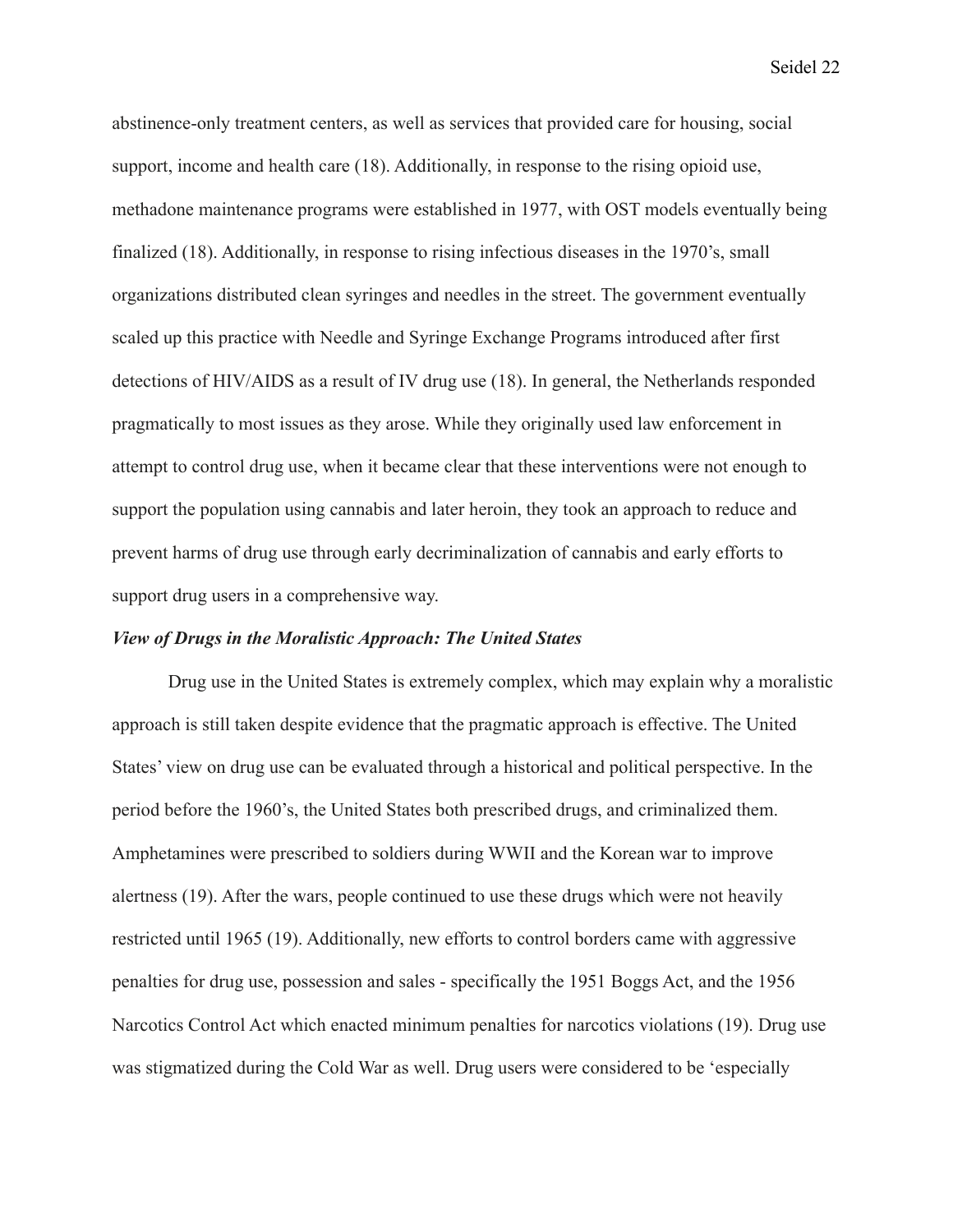abstinence-only treatment centers, as well as services that provided care for housing, social support, income and health care (18). Additionally, in response to the rising opioid use, methadone maintenance programs were established in 1977, with OST models eventually being finalized (18). Additionally, in response to rising infectious diseases in the 1970's, small organizations distributed clean syringes and needles in the street. The government eventually scaled up this practice with Needle and Syringe Exchange Programs introduced after first detections of HIV/AIDS as a result of IV drug use (18). In general, the Netherlands responded pragmatically to most issues as they arose. While they originally used law enforcement in attempt to control drug use, when it became clear that these interventions were not enough to support the population using cannabis and later heroin, they took an approach to reduce and prevent harms of drug use through early decriminalization of cannabis and early efforts to support drug users in a comprehensive way.

***View of Drugs in the Moralistic Approach: The United States***

Drug use in the United States is extremely complex, which may explain why a moralistic approach is still taken despite evidence that the pragmatic approach is effective. The United States' view on drug use can be evaluated through a historical and political perspective. In the period before the 1960's, the United States both prescribed drugs, and criminalized them. Amphetamines were prescribed to soldiers during WWII and the Korean war to improve alertness (19). After the wars, people continued to use these drugs which were not heavily restricted until 1965 (19). Additionally, new efforts to control borders came with aggressive penalties for drug use, possession and sales - specifically the 1951 Boggs Act, and the 1956 Narcotics Control Act which enacted minimum penalties for narcotics violations (19). Drug use was stigmatized during the Cold War as well. Drug users were considered to be 'especially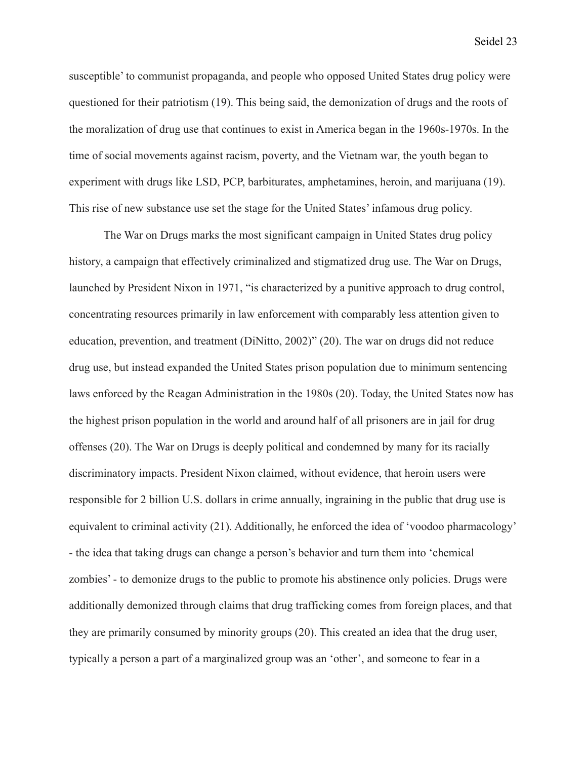susceptible' to communist propaganda, and people who opposed United States drug policy were questioned for their patriotism (19). This being said, the demonization of drugs and the roots of the moralization of drug use that continues to exist in America began in the 1960s-1970s. In the time of social movements against racism, poverty, and the Vietnam war, the youth began to experiment with drugs like LSD, PCP, barbiturates, amphetamines, heroin, and marijuana (19). This rise of new substance use set the stage for the United States' infamous drug policy.

The War on Drugs marks the most significant campaign in United States drug policy history, a campaign that effectively criminalized and stigmatized drug use. The War on Drugs, launched by President Nixon in 1971, "is characterized by a punitive approach to drug control, concentrating resources primarily in law enforcement with comparably less attention given to education, prevention, and treatment (DiNitto, 2002)" (20). The war on drugs did not reduce drug use, but instead expanded the United States prison population due to minimum sentencing laws enforced by the Reagan Administration in the 1980s (20). Today, the United States now has the highest prison population in the world and around half of all prisoners are in jail for drug offenses (20). The War on Drugs is deeply political and condemned by many for its racially discriminatory impacts. President Nixon claimed, without evidence, that heroin users were responsible for 2 billion U.S. dollars in crime annually, ingraining in the public that drug use is equivalent to criminal activity (21). Additionally, he enforced the idea of 'voodoo pharmacology' - the idea that taking drugs can change a person's behavior and turn them into 'chemical zombies' - to demonize drugs to the public to promote his abstinence only policies. Drugs were additionally demonized through claims that drug trafficking comes from foreign places, and that they are primarily consumed by minority groups (20). This created an idea that the drug user, typically a person a part of a marginalized group was an 'other', and someone to fear in a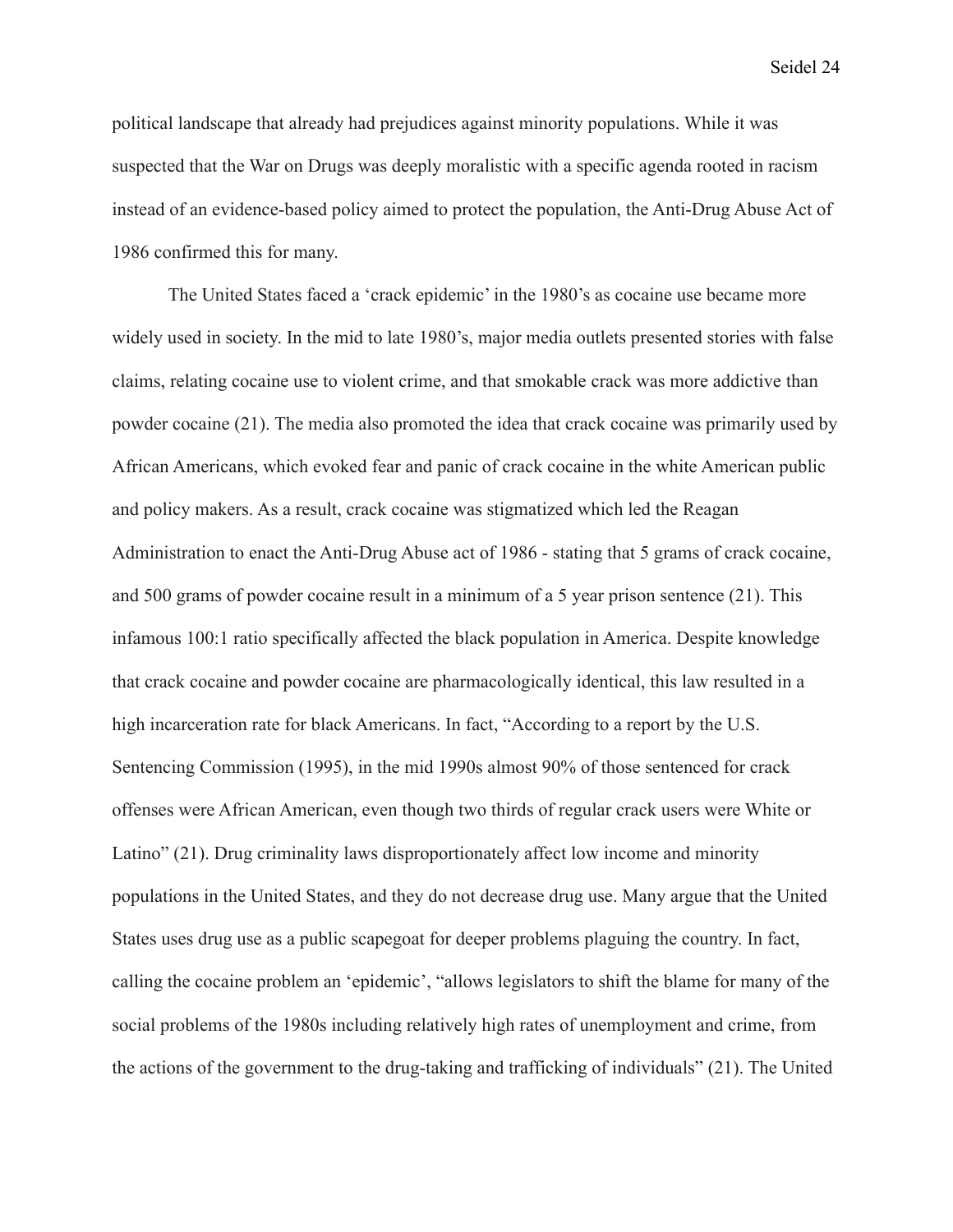political landscape that already had prejudices against minority populations. While it was suspected that the War on Drugs was deeply moralistic with a specific agenda rooted in racism instead of an evidence-based policy aimed to protect the population, the Anti-Drug Abuse Act of 1986 confirmed this for many.

The United States faced a 'crack epidemic' in the 1980's as cocaine use became more widely used in society. In the mid to late 1980's, major media outlets presented stories with false claims, relating cocaine use to violent crime, and that smokable crack was more addictive than powder cocaine (21). The media also promoted the idea that crack cocaine was primarily used by African Americans, which evoked fear and panic of crack cocaine in the white American public and policy makers. As a result, crack cocaine was stigmatized which led the Reagan Administration to enact the Anti-Drug Abuse act of 1986 - stating that 5 grams of crack cocaine, and 500 grams of powder cocaine result in a minimum of a 5 year prison sentence (21). This infamous 100:1 ratio specifically affected the black population in America. Despite knowledge that crack cocaine and powder cocaine are pharmacologically identical, this law resulted in a high incarceration rate for black Americans. In fact, "According to a report by the U.S. Sentencing Commission (1995), in the mid 1990s almost 90% of those sentenced for crack offenses were African American, even though two thirds of regular crack users were White or Latino" (21). Drug criminality laws disproportionately affect low income and minority populations in the United States, and they do not decrease drug use. Many argue that the United States uses drug use as a public scapegoat for deeper problems plaguing the country. In fact, calling the cocaine problem an 'epidemic', "allows legislators to shift the blame for many of the social problems of the 1980s including relatively high rates of unemployment and crime, from the actions of the government to the drug-taking and trafficking of individuals" (21). The United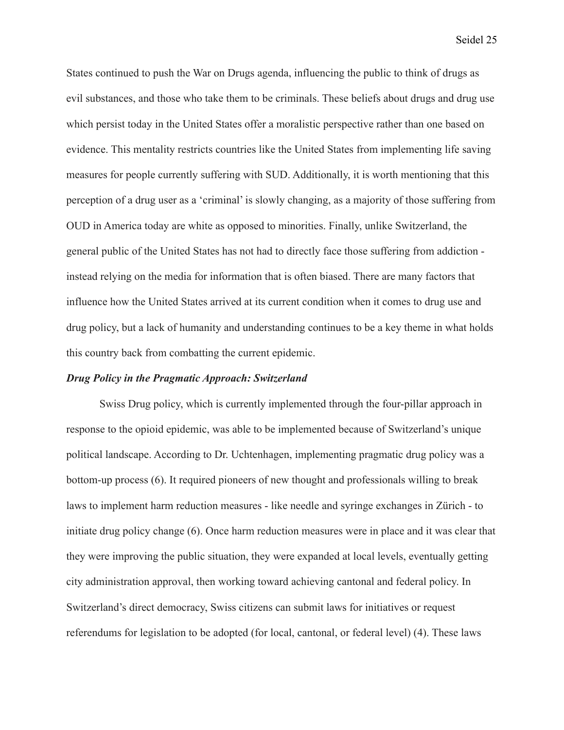States continued to push the War on Drugs agenda, influencing the public to think of drugs as evil substances, and those who take them to be criminals. These beliefs about drugs and drug use which persist today in the United States offer a moralistic perspective rather than one based on evidence. This mentality restricts countries like the United States from implementing life saving measures for people currently suffering with SUD. Additionally, it is worth mentioning that this perception of a drug user as a 'criminal' is slowly changing, as a majority of those suffering from OUD in America today are white as opposed to minorities. Finally, unlike Switzerland, the general public of the United States has not had to directly face those suffering from addiction - instead relying on the media for information that is often biased. There are many factors that influence how the United States arrived at its current condition when it comes to drug use and drug policy, but a lack of humanity and understanding continues to be a key theme in what holds this country back from combatting the current epidemic.

### ***Drug Policy in the Pragmatic Approach: Switzerland***

Swiss Drug policy, which is currently implemented through the four-pillar approach in response to the opioid epidemic, was able to be implemented because of Switzerland's unique political landscape. According to Dr. Uchtenhagen, implementing pragmatic drug policy was a bottom-up process (6). It required pioneers of new thought and professionals willing to break laws to implement harm reduction measures - like needle and syringe exchanges in Zürich - to initiate drug policy change (6). Once harm reduction measures were in place and it was clear that they were improving the public situation, they were expanded at local levels, eventually getting city administration approval, then working toward achieving cantonal and federal policy. In Switzerland's direct democracy, Swiss citizens can submit laws for initiatives or request referendums for legislation to be adopted (for local, cantonal, or federal level) (4). These laws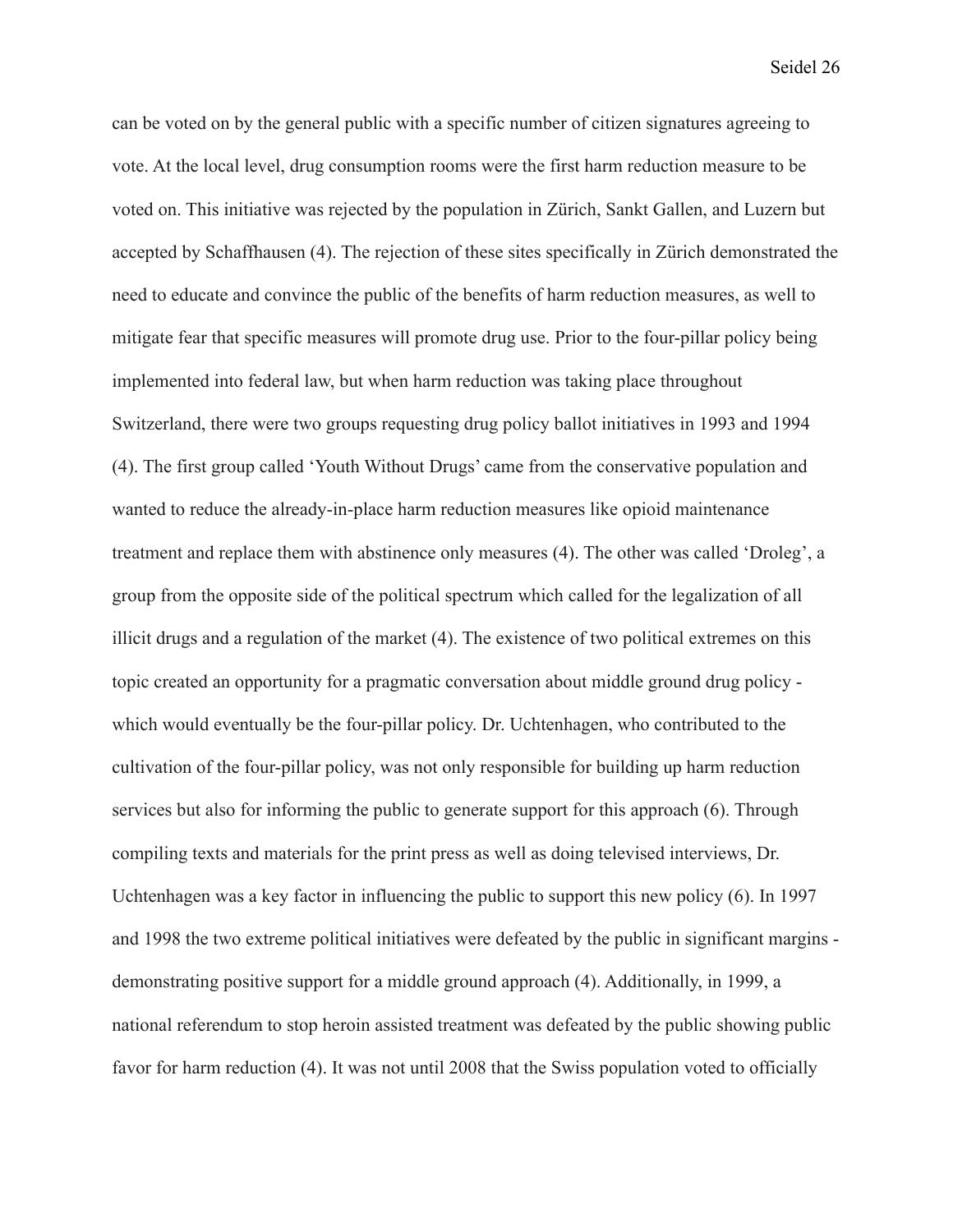can be voted on by the general public with a specific number of citizen signatures agreeing to vote. At the local level, drug consumption rooms were the first harm reduction measure to be voted on. This initiative was rejected by the population in Zürich, Sankt Gallen, and Luzern but accepted by Schaffhausen (4). The rejection of these sites specifically in Zürich demonstrated the need to educate and convince the public of the benefits of harm reduction measures, as well to mitigate fear that specific measures will promote drug use. Prior to the four-pillar policy being implemented into federal law, but when harm reduction was taking place throughout Switzerland, there were two groups requesting drug policy ballot initiatives in 1993 and 1994 (4). The first group called 'Youth Without Drugs' came from the conservative population and wanted to reduce the already-in-place harm reduction measures like opioid maintenance treatment and replace them with abstinence only measures (4). The other was called 'Droleg', a group from the opposite side of the political spectrum which called for the legalization of all illicit drugs and a regulation of the market (4). The existence of two political extremes on this topic created an opportunity for a pragmatic conversation about middle ground drug policy - which would eventually be the four-pillar policy. Dr. Uchtenhagen, who contributed to the cultivation of the four-pillar policy, was not only responsible for building up harm reduction services but also for informing the public to generate support for this approach (6). Through compiling texts and materials for the print press as well as doing televised interviews, Dr. Uchtenhagen was a key factor in influencing the public to support this new policy (6). In 1997 and 1998 the two extreme political initiatives were defeated by the public in significant margins - demonstrating positive support for a middle ground approach (4). Additionally, in 1999, a national referendum to stop heroin assisted treatment was defeated by the public showing public favor for harm reduction (4). It was not until 2008 that the Swiss population voted to officially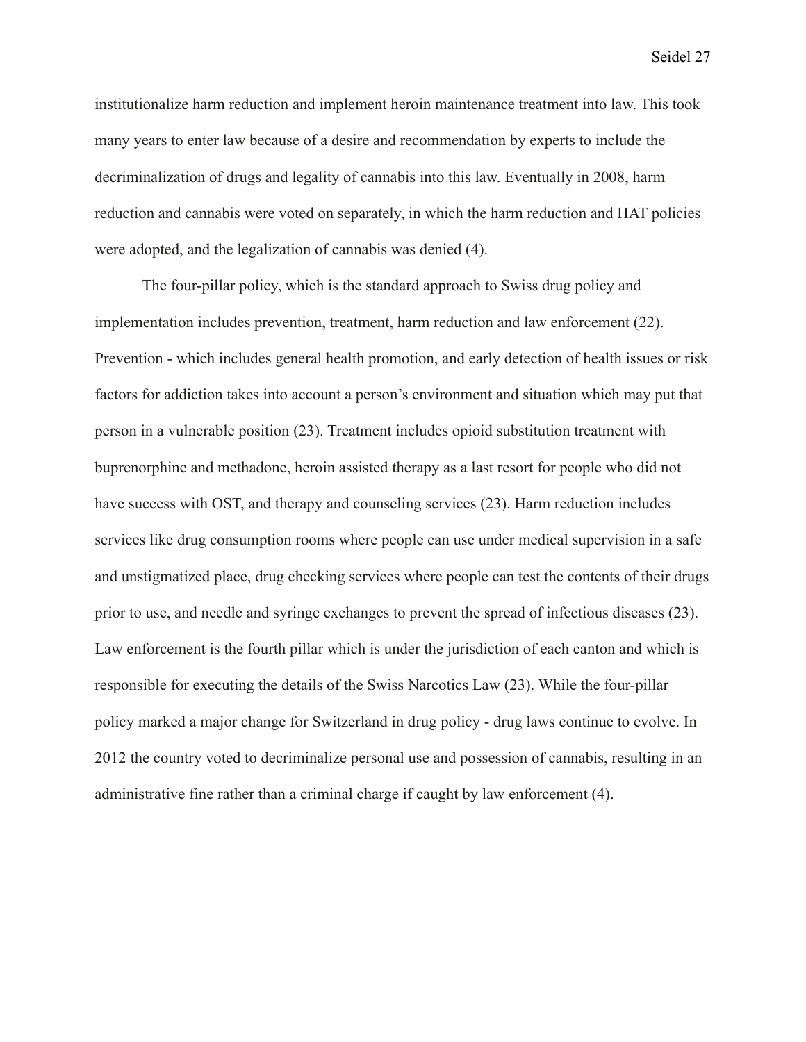institutionalize harm reduction and implement heroin maintenance treatment into law. This took many years to enter law because of a desire and recommendation by experts to include the decriminalization of drugs and legality of cannabis into this law. Eventually in 2008, harm reduction and cannabis were voted on separately, in which the harm reduction and HAT policies were adopted, and the legalization of cannabis was denied (4).

The four-pillar policy, which is the standard approach to Swiss drug policy and implementation includes prevention, treatment, harm reduction and law enforcement (22). Prevention - which includes general health promotion, and early detection of health issues or risk factors for addiction takes into account a person's environment and situation which may put that person in a vulnerable position (23). Treatment includes opioid substitution treatment with buprenorphine and methadone, heroin assisted therapy as a last resort for people who did not have success with OST, and therapy and counseling services (23). Harm reduction includes services like drug consumption rooms where people can use under medical supervision in a safe and unstigmatized place, drug checking services where people can test the contents of their drugs prior to use, and needle and syringe exchanges to prevent the spread of infectious diseases (23). Law enforcement is the fourth pillar which is under the jurisdiction of each canton and which is responsible for executing the details of the Swiss Narcotics Law (23). While the four-pillar policy marked a major change for Switzerland in drug policy - drug laws continue to evolve. In 2012 the country voted to decriminalize personal use and possession of cannabis, resulting in an administrative fine rather than a criminal charge if caught by law enforcement (4).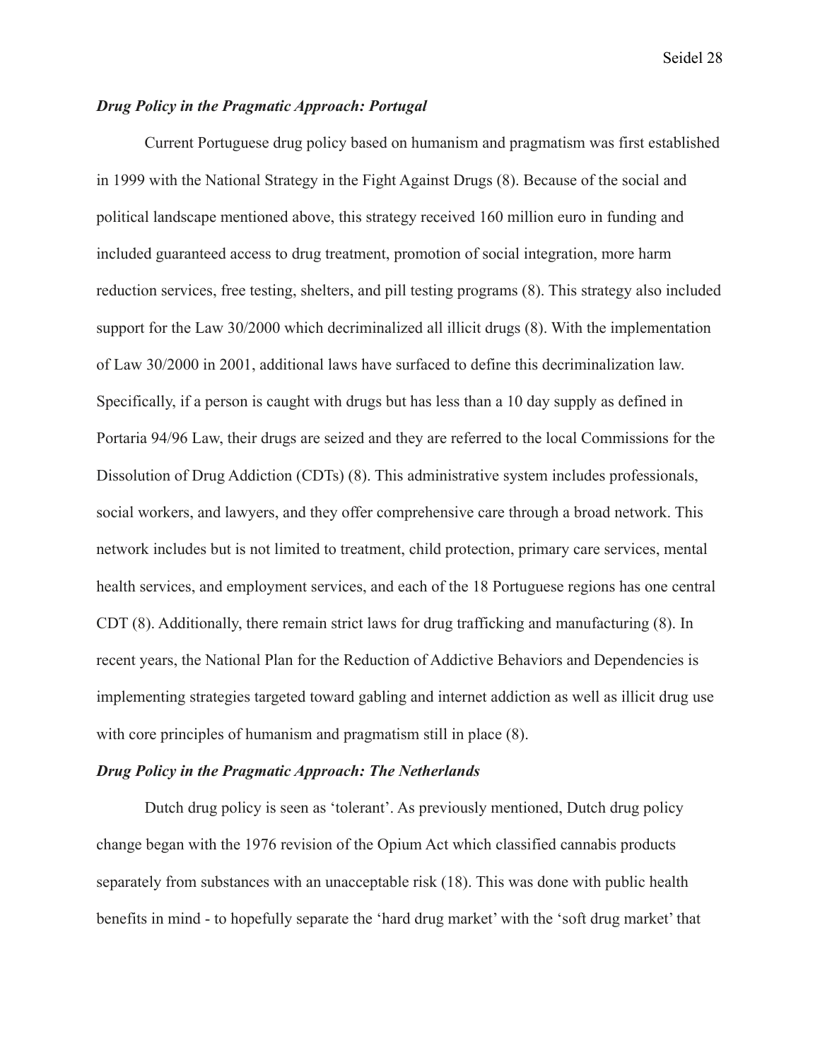***Drug Policy in the Pragmatic Approach: Portugal***

Current Portuguese drug policy based on humanism and pragmatism was first established in 1999 with the National Strategy in the Fight Against Drugs (8). Because of the social and political landscape mentioned above, this strategy received 160 million euro in funding and included guaranteed access to drug treatment, promotion of social integration, more harm reduction services, free testing, shelters, and pill testing programs (8). This strategy also included support for the Law 30/2000 which decriminalized all illicit drugs (8). With the implementation of Law 30/2000 in 2001, additional laws have surfaced to define this decriminalization law. Specifically, if a person is caught with drugs but has less than a 10 day supply as defined in Portaria 94/96 Law, their drugs are seized and they are referred to the local Commissions for the Dissolution of Drug Addiction (CDTs) (8). This administrative system includes professionals, social workers, and lawyers, and they offer comprehensive care through a broad network. This network includes but is not limited to treatment, child protection, primary care services, mental health services, and employment services, and each of the 18 Portuguese regions has one central CDT (8). Additionally, there remain strict laws for drug trafficking and manufacturing (8). In recent years, the National Plan for the Reduction of Addictive Behaviors and Dependencies is implementing strategies targeted toward gabling and internet addiction as well as illicit drug use with core principles of humanism and pragmatism still in place (8).

***Drug Policy in the Pragmatic Approach: The Netherlands***

Dutch drug policy is seen as 'tolerant'. As previously mentioned, Dutch drug policy change began with the 1976 revision of the Opium Act which classified cannabis products separately from substances with an unacceptable risk (18). This was done with public health benefits in mind - to hopefully separate the 'hard drug market' with the 'soft drug market' that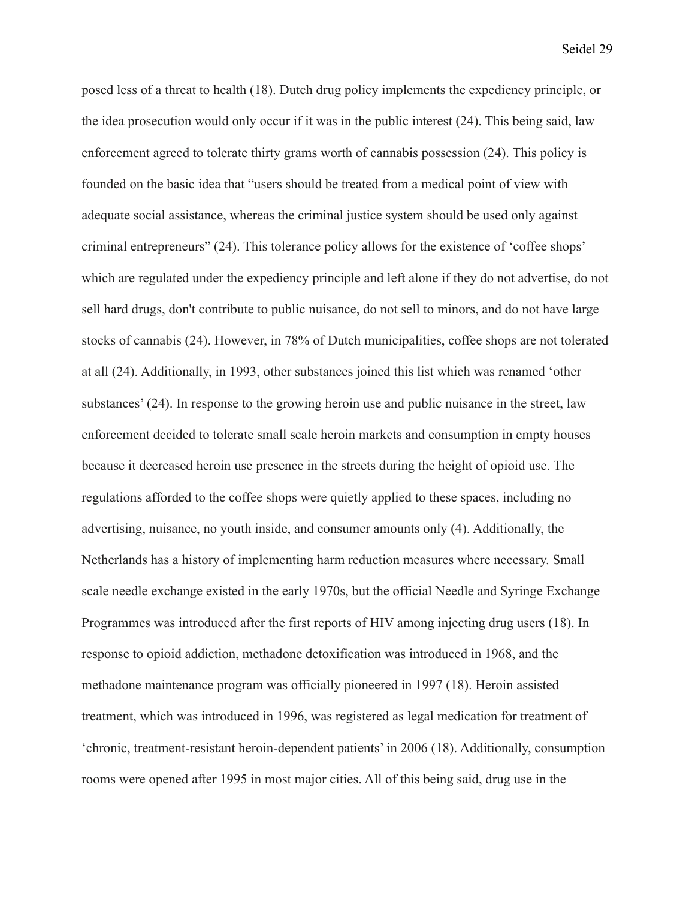posed less of a threat to health (18). Dutch drug policy implements the expediency principle, or the idea prosecution would only occur if it was in the public interest (24). This being said, law enforcement agreed to tolerate thirty grams worth of cannabis possession (24). This policy is founded on the basic idea that "users should be treated from a medical point of view with adequate social assistance, whereas the criminal justice system should be used only against criminal entrepreneurs" (24). This tolerance policy allows for the existence of 'coffee shops' which are regulated under the expediency principle and left alone if they do not advertise, do not sell hard drugs, don't contribute to public nuisance, do not sell to minors, and do not have large stocks of cannabis (24). However, in 78% of Dutch municipalities, coffee shops are not tolerated at all (24). Additionally, in 1993, other substances joined this list which was renamed 'other substances' (24). In response to the growing heroin use and public nuisance in the street, law enforcement decided to tolerate small scale heroin markets and consumption in empty houses because it decreased heroin use presence in the streets during the height of opioid use. The regulations afforded to the coffee shops were quietly applied to these spaces, including no advertising, nuisance, no youth inside, and consumer amounts only (4). Additionally, the Netherlands has a history of implementing harm reduction measures where necessary. Small scale needle exchange existed in the early 1970s, but the official Needle and Syringe Exchange Programmes was introduced after the first reports of HIV among injecting drug users (18). In response to opioid addiction, methadone detoxification was introduced in 1968, and the methadone maintenance program was officially pioneered in 1997 (18). Heroin assisted treatment, which was introduced in 1996, was registered as legal medication for treatment of 'chronic, treatment-resistant heroin-dependent patients' in 2006 (18). Additionally, consumption rooms were opened after 1995 in most major cities. All of this being said, drug use in the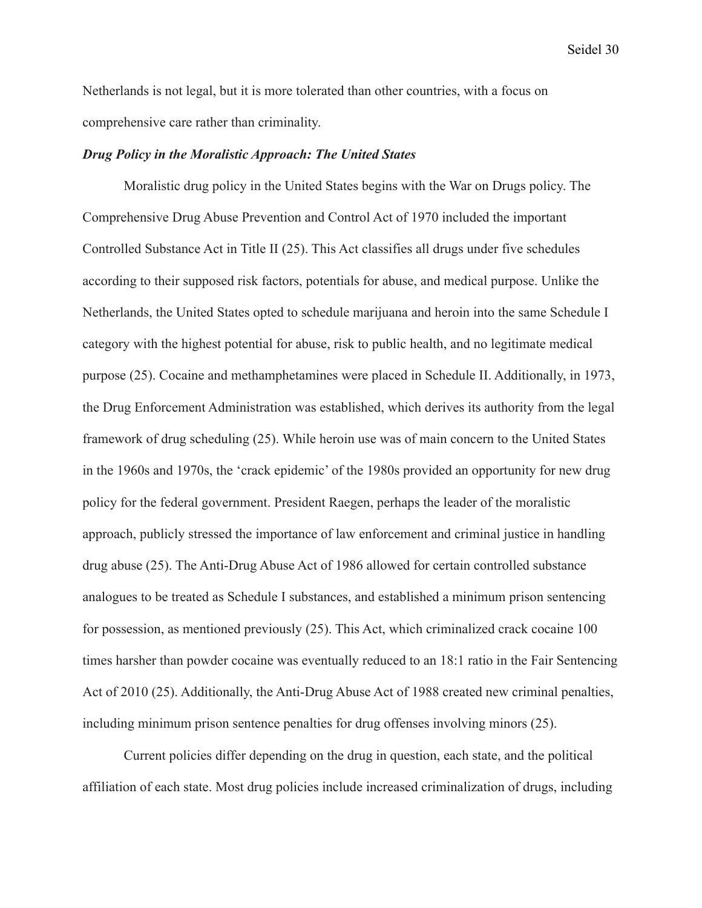Netherlands is not legal, but it is more tolerated than other countries, with a focus on comprehensive care rather than criminality.

***Drug Policy in the Moralistic Approach: The United States***

Moralistic drug policy in the United States begins with the War on Drugs policy. The Comprehensive Drug Abuse Prevention and Control Act of 1970 included the important Controlled Substance Act in Title II (25). This Act classifies all drugs under five schedules according to their supposed risk factors, potentials for abuse, and medical purpose. Unlike the Netherlands, the United States opted to schedule marijuana and heroin into the same Schedule I category with the highest potential for abuse, risk to public health, and no legitimate medical purpose (25). Cocaine and methamphetamines were placed in Schedule II. Additionally, in 1973, the Drug Enforcement Administration was established, which derives its authority from the legal framework of drug scheduling (25). While heroin use was of main concern to the United States in the 1960s and 1970s, the 'crack epidemic' of the 1980s provided an opportunity for new drug policy for the federal government. President Raegen, perhaps the leader of the moralistic approach, publicly stressed the importance of law enforcement and criminal justice in handling drug abuse (25). The Anti-Drug Abuse Act of 1986 allowed for certain controlled substance analogues to be treated as Schedule I substances, and established a minimum prison sentencing for possession, as mentioned previously (25). This Act, which criminalized crack cocaine 100 times harsher than powder cocaine was eventually reduced to an 18:1 ratio in the Fair Sentencing Act of 2010 (25). Additionally, the Anti-Drug Abuse Act of 1988 created new criminal penalties, including minimum prison sentence penalties for drug offenses involving minors (25).

Current policies differ depending on the drug in question, each state, and the political affiliation of each state. Most drug policies include increased criminalization of drugs, including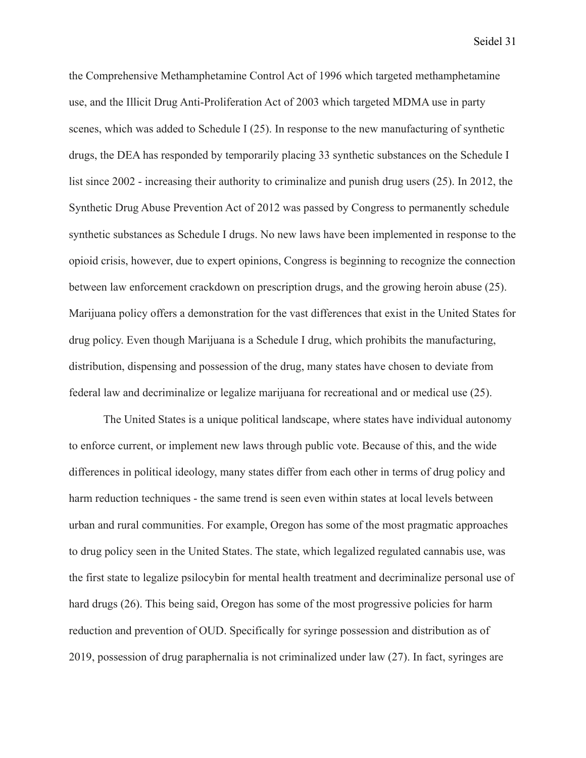the Comprehensive Methamphetamine Control Act of 1996 which targeted methamphetamine use, and the Illicit Drug Anti-Proliferation Act of 2003 which targeted MDMA use in party scenes, which was added to Schedule I (25). In response to the new manufacturing of synthetic drugs, the DEA has responded by temporarily placing 33 synthetic substances on the Schedule I list since 2002 - increasing their authority to criminalize and punish drug users (25). In 2012, the Synthetic Drug Abuse Prevention Act of 2012 was passed by Congress to permanently schedule synthetic substances as Schedule I drugs. No new laws have been implemented in response to the opioid crisis, however, due to expert opinions, Congress is beginning to recognize the connection between law enforcement crackdown on prescription drugs, and the growing heroin abuse (25). Marijuana policy offers a demonstration for the vast differences that exist in the United States for drug policy. Even though Marijuana is a Schedule I drug, which prohibits the manufacturing, distribution, dispensing and possession of the drug, many states have chosen to deviate from federal law and decriminalize or legalize marijuana for recreational and or medical use (25).

The United States is a unique political landscape, where states have individual autonomy to enforce current, or implement new laws through public vote. Because of this, and the wide differences in political ideology, many states differ from each other in terms of drug policy and harm reduction techniques - the same trend is seen even within states at local levels between urban and rural communities. For example, Oregon has some of the most pragmatic approaches to drug policy seen in the United States. The state, which legalized regulated cannabis use, was the first state to legalize psilocybin for mental health treatment and decriminalize personal use of hard drugs (26). This being said, Oregon has some of the most progressive policies for harm reduction and prevention of OUD. Specifically for syringe possession and distribution as of 2019, possession of drug paraphernalia is not criminalized under law (27). In fact, syringes are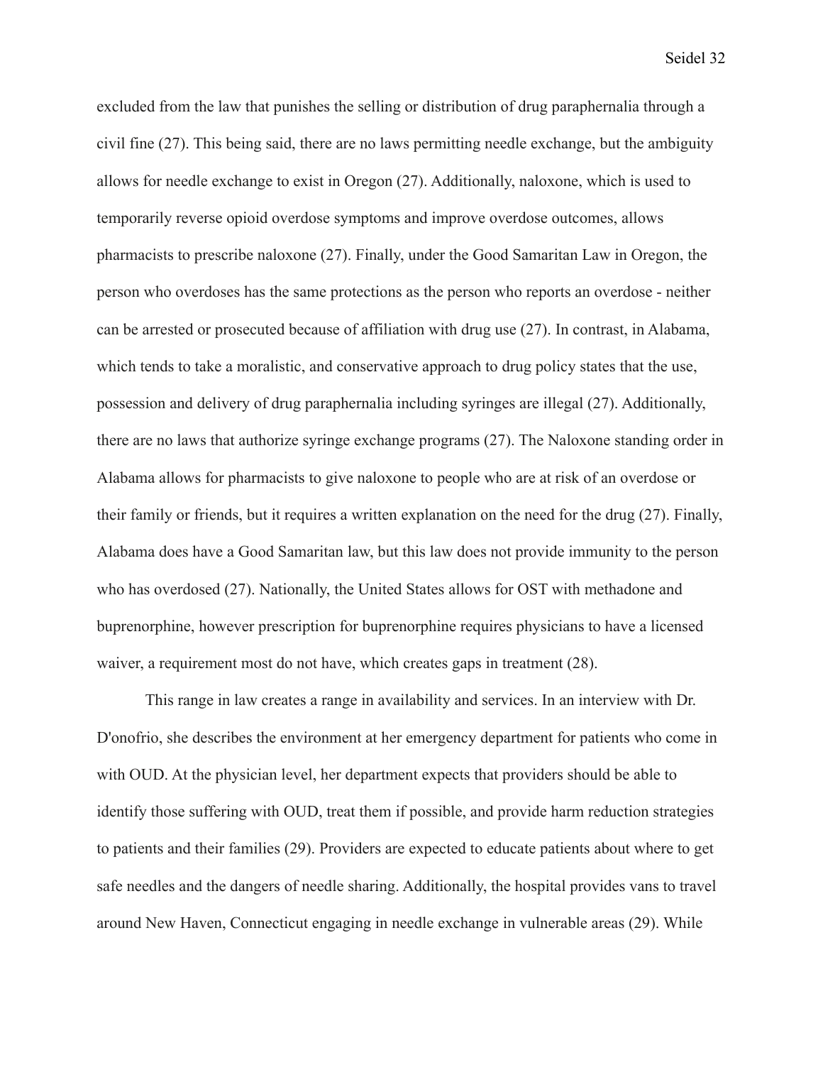excluded from the law that punishes the selling or distribution of drug paraphernalia through a civil fine (27). This being said, there are no laws permitting needle exchange, but the ambiguity allows for needle exchange to exist in Oregon (27). Additionally, naloxone, which is used to temporarily reverse opioid overdose symptoms and improve overdose outcomes, allows pharmacists to prescribe naloxone (27). Finally, under the Good Samaritan Law in Oregon, the person who overdoses has the same protections as the person who reports an overdose - neither can be arrested or prosecuted because of affiliation with drug use (27). In contrast, in Alabama, which tends to take a moralistic, and conservative approach to drug policy states that the use, possession and delivery of drug paraphernalia including syringes are illegal (27). Additionally, there are no laws that authorize syringe exchange programs (27). The Naloxone standing order in Alabama allows for pharmacists to give naloxone to people who are at risk of an overdose or their family or friends, but it requires a written explanation on the need for the drug (27). Finally, Alabama does have a Good Samaritan law, but this law does not provide immunity to the person who has overdosed (27). Nationally, the United States allows for OST with methadone and buprenorphine, however prescription for buprenorphine requires physicians to have a licensed waiver, a requirement most do not have, which creates gaps in treatment (28).

This range in law creates a range in availability and services. In an interview with Dr. D'onofrio, she describes the environment at her emergency department for patients who come in with OUD. At the physician level, her department expects that providers should be able to identify those suffering with OUD, treat them if possible, and provide harm reduction strategies to patients and their families (29). Providers are expected to educate patients about where to get safe needles and the dangers of needle sharing. Additionally, the hospital provides vans to travel around New Haven, Connecticut engaging in needle exchange in vulnerable areas (29). While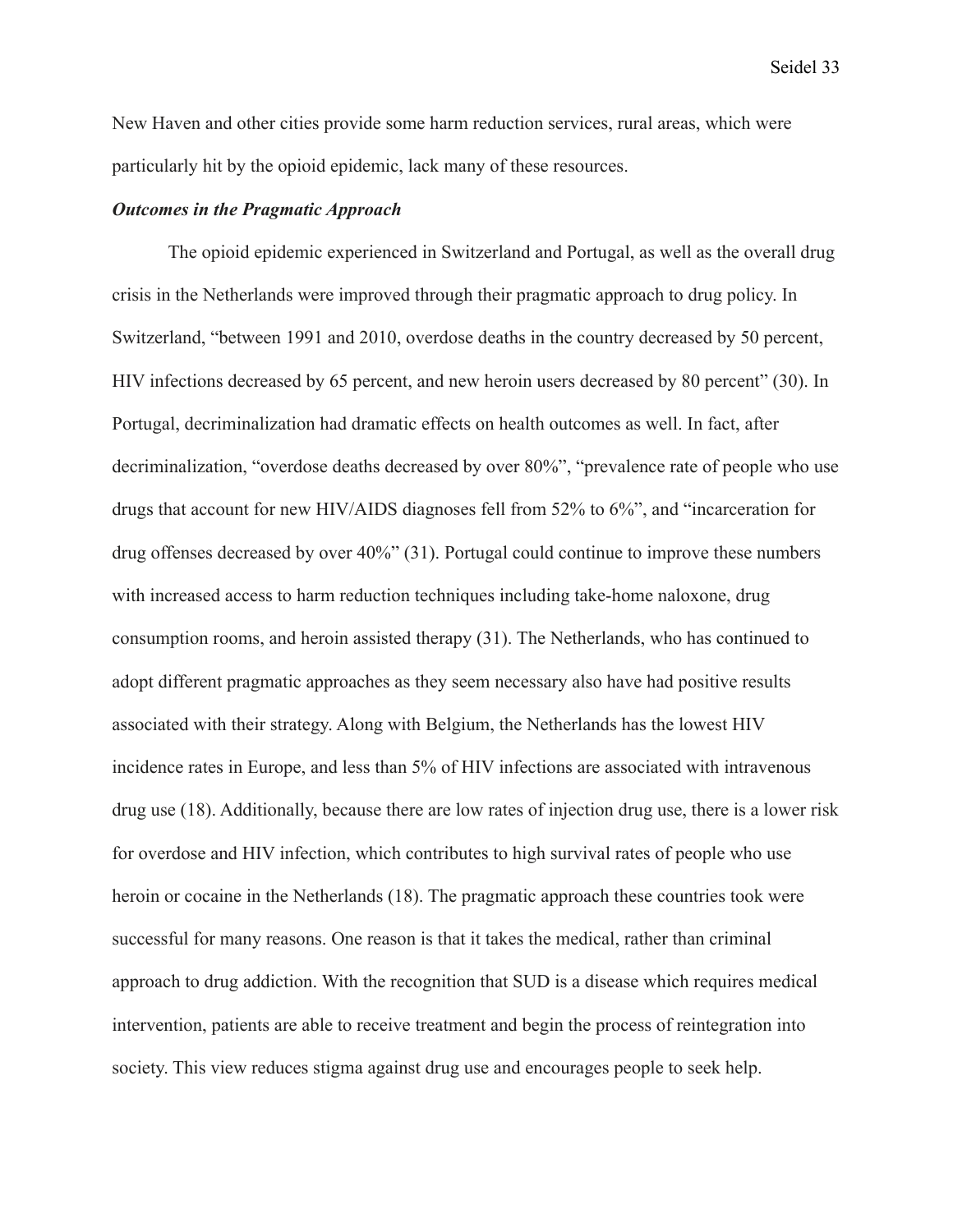New Haven and other cities provide some harm reduction services, rural areas, which were particularly hit by the opioid epidemic, lack many of these resources.

***Outcomes in the Pragmatic Approach***

The opioid epidemic experienced in Switzerland and Portugal, as well as the overall drug crisis in the Netherlands were improved through their pragmatic approach to drug policy. In Switzerland, "between 1991 and 2010, overdose deaths in the country decreased by 50 percent, HIV infections decreased by 65 percent, and new heroin users decreased by 80 percent" (30). In Portugal, decriminalization had dramatic effects on health outcomes as well. In fact, after decriminalization, "overdose deaths decreased by over 80%", "prevalence rate of people who use drugs that account for new HIV/AIDS diagnoses fell from 52% to 6%", and "incarceration for drug offenses decreased by over 40%" (31). Portugal could continue to improve these numbers with increased access to harm reduction techniques including take-home naloxone, drug consumption rooms, and heroin assisted therapy (31). The Netherlands, who has continued to adopt different pragmatic approaches as they seem necessary also have had positive results associated with their strategy. Along with Belgium, the Netherlands has the lowest HIV incidence rates in Europe, and less than 5% of HIV infections are associated with intravenous drug use (18). Additionally, because there are low rates of injection drug use, there is a lower risk for overdose and HIV infection, which contributes to high survival rates of people who use heroin or cocaine in the Netherlands (18). The pragmatic approach these countries took were successful for many reasons. One reason is that it takes the medical, rather than criminal approach to drug addiction. With the recognition that SUD is a disease which requires medical intervention, patients are able to receive treatment and begin the process of reintegration into society. This view reduces stigma against drug use and encourages people to seek help.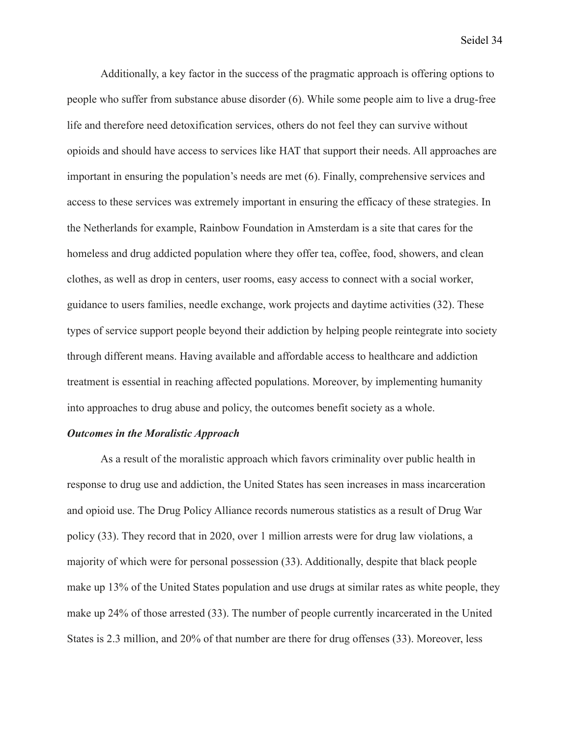Additionally, a key factor in the success of the pragmatic approach is offering options to people who suffer from substance abuse disorder (6). While some people aim to live a drug-free life and therefore need detoxification services, others do not feel they can survive without opioids and should have access to services like HAT that support their needs. All approaches are important in ensuring the population's needs are met (6). Finally, comprehensive services and access to these services was extremely important in ensuring the efficacy of these strategies. In the Netherlands for example, Rainbow Foundation in Amsterdam is a site that cares for the homeless and drug addicted population where they offer tea, coffee, food, showers, and clean clothes, as well as drop in centers, user rooms, easy access to connect with a social worker, guidance to users families, needle exchange, work projects and daytime activities (32). These types of service support people beyond their addiction by helping people reintegrate into society through different means. Having available and affordable access to healthcare and addiction treatment is essential in reaching affected populations. Moreover, by implementing humanity into approaches to drug abuse and policy, the outcomes benefit society as a whole.

***Outcomes in the Moralistic Approach***

As a result of the moralistic approach which favors criminality over public health in response to drug use and addiction, the United States has seen increases in mass incarceration and opioid use. The Drug Policy Alliance records numerous statistics as a result of Drug War policy (33). They record that in 2020, over 1 million arrests were for drug law violations, a majority of which were for personal possession (33). Additionally, despite that black people make up 13% of the United States population and use drugs at similar rates as white people, they make up 24% of those arrested (33). The number of people currently incarcerated in the United States is 2.3 million, and 20% of that number are there for drug offenses (33). Moreover, less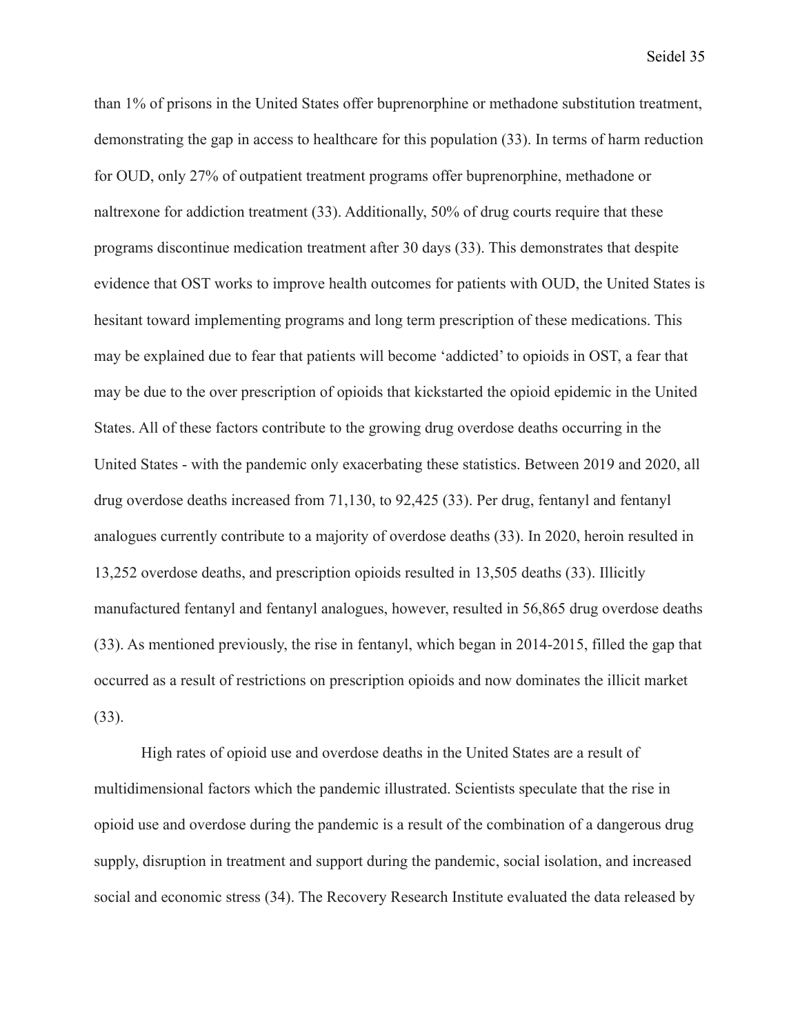than 1% of prisons in the United States offer buprenorphine or methadone substitution treatment, demonstrating the gap in access to healthcare for this population (33). In terms of harm reduction for OUD, only 27% of outpatient treatment programs offer buprenorphine, methadone or naltrexone for addiction treatment (33). Additionally, 50% of drug courts require that these programs discontinue medication treatment after 30 days (33). This demonstrates that despite evidence that OST works to improve health outcomes for patients with OUD, the United States is hesitant toward implementing programs and long term prescription of these medications. This may be explained due to fear that patients will become 'addicted' to opioids in OST, a fear that may be due to the over prescription of opioids that kickstarted the opioid epidemic in the United States. All of these factors contribute to the growing drug overdose deaths occurring in the United States - with the pandemic only exacerbating these statistics. Between 2019 and 2020, all drug overdose deaths increased from 71,130, to 92,425 (33). Per drug, fentanyl and fentanyl analogues currently contribute to a majority of overdose deaths (33). In 2020, heroin resulted in 13,252 overdose deaths, and prescription opioids resulted in 13,505 deaths (33). Illicitly manufactured fentanyl and fentanyl analogues, however, resulted in 56,865 drug overdose deaths (33). As mentioned previously, the rise in fentanyl, which began in 2014-2015, filled the gap that occurred as a result of restrictions on prescription opioids and now dominates the illicit market (33).

High rates of opioid use and overdose deaths in the United States are a result of multidimensional factors which the pandemic illustrated. Scientists speculate that the rise in opioid use and overdose during the pandemic is a result of the combination of a dangerous drug supply, disruption in treatment and support during the pandemic, social isolation, and increased social and economic stress (34). The Recovery Research Institute evaluated the data released by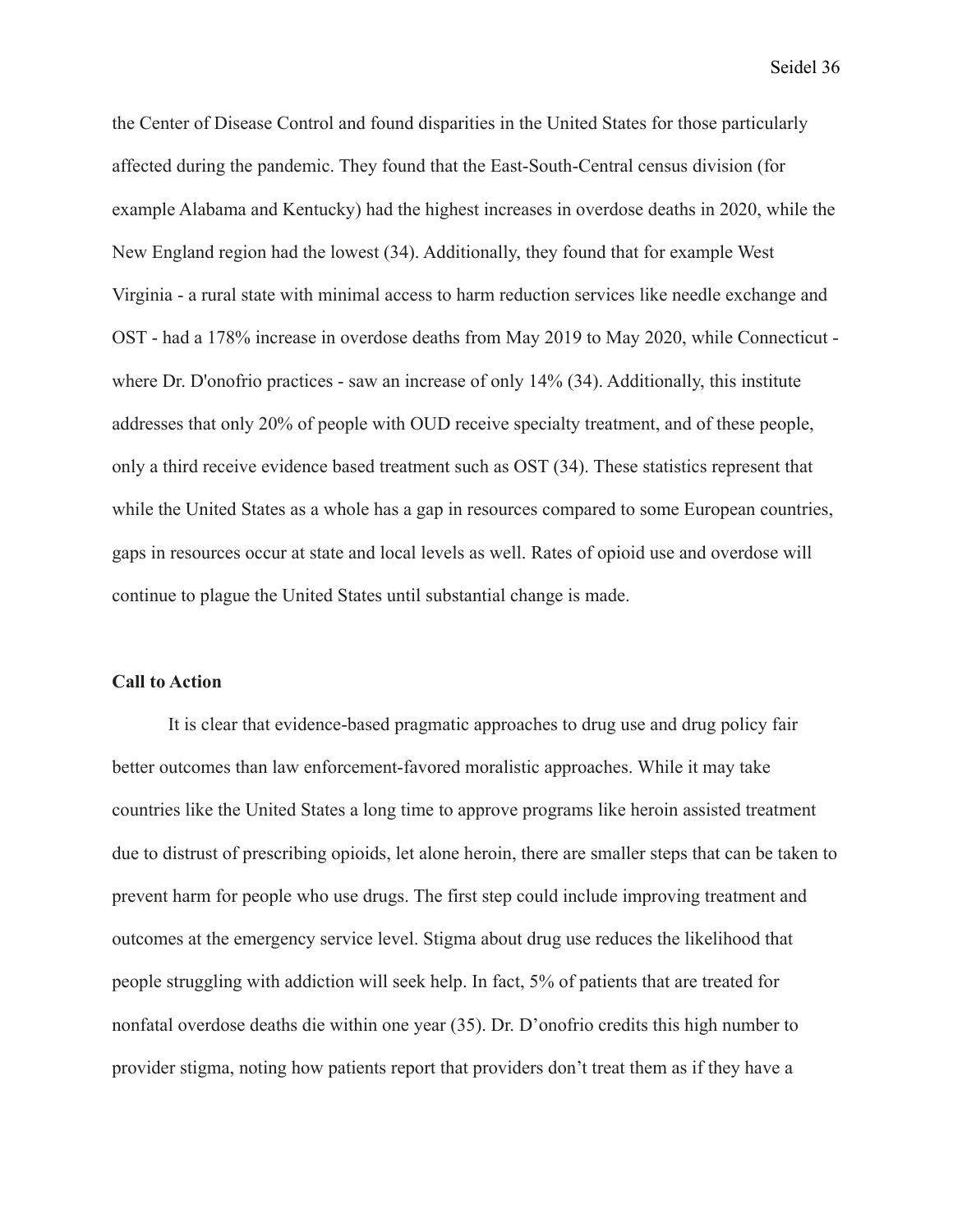the Center of Disease Control and found disparities in the United States for those particularly affected during the pandemic. They found that the East-South-Central census division (for example Alabama and Kentucky) had the highest increases in overdose deaths in 2020, while the New England region had the lowest (34). Additionally, they found that for example West Virginia - a rural state with minimal access to harm reduction services like needle exchange and OST - had a 178% increase in overdose deaths from May 2019 to May 2020, while Connecticut - where Dr. D'onofrio practices - saw an increase of only 14% (34). Additionally, this institute addresses that only 20% of people with OUD receive specialty treatment, and of these people, only a third receive evidence based treatment such as OST (34). These statistics represent that while the United States as a whole has a gap in resources compared to some European countries, gaps in resources occur at state and local levels as well. Rates of opioid use and overdose will continue to plague the United States until substantial change is made.

**Call to Action**

It is clear that evidence-based pragmatic approaches to drug use and drug policy fair better outcomes than law enforcement-favored moralistic approaches. While it may take countries like the United States a long time to approve programs like heroin assisted treatment due to distrust of prescribing opioids, let alone heroin, there are smaller steps that can be taken to prevent harm for people who use drugs. The first step could include improving treatment and outcomes at the emergency service level. Stigma about drug use reduces the likelihood that people struggling with addiction will seek help. In fact, 5% of patients that are treated for nonfatal overdose deaths die within one year (35). Dr. D'onofrio credits this high number to provider stigma, noting how patients report that providers don't treat them as if they have a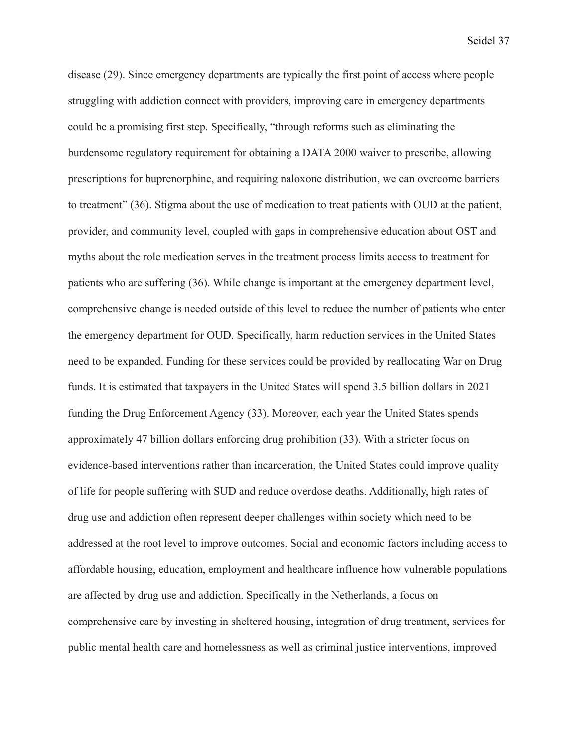disease (29). Since emergency departments are typically the first point of access where people struggling with addiction connect with providers, improving care in emergency departments could be a promising first step. Specifically, "through reforms such as eliminating the burdensome regulatory requirement for obtaining a DATA 2000 waiver to prescribe, allowing prescriptions for buprenorphine, and requiring naloxone distribution, we can overcome barriers to treatment" (36). Stigma about the use of medication to treat patients with OUD at the patient, provider, and community level, coupled with gaps in comprehensive education about OST and myths about the role medication serves in the treatment process limits access to treatment for patients who are suffering (36). While change is important at the emergency department level, comprehensive change is needed outside of this level to reduce the number of patients who enter the emergency department for OUD. Specifically, harm reduction services in the United States need to be expanded. Funding for these services could be provided by reallocating War on Drug funds. It is estimated that taxpayers in the United States will spend 3.5 billion dollars in 2021 funding the Drug Enforcement Agency (33). Moreover, each year the United States spends approximately 47 billion dollars enforcing drug prohibition (33). With a stricter focus on evidence-based interventions rather than incarceration, the United States could improve quality of life for people suffering with SUD and reduce overdose deaths. Additionally, high rates of drug use and addiction often represent deeper challenges within society which need to be addressed at the root level to improve outcomes. Social and economic factors including access to affordable housing, education, employment and healthcare influence how vulnerable populations are affected by drug use and addiction. Specifically in the Netherlands, a focus on comprehensive care by investing in sheltered housing, integration of drug treatment, services for public mental health care and homelessness as well as criminal justice interventions, improved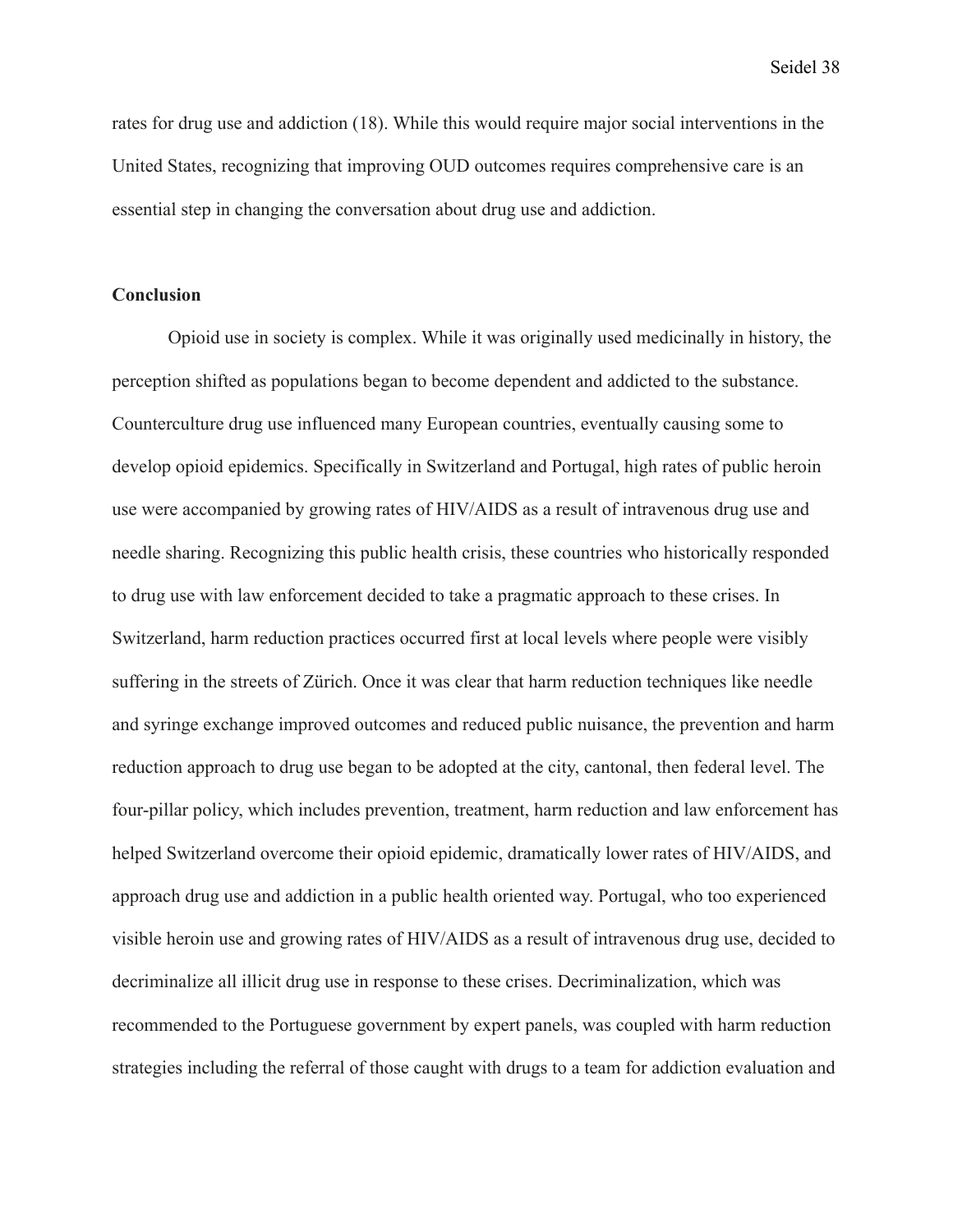rates for drug use and addiction (18). While this would require major social interventions in the United States, recognizing that improving OUD outcomes requires comprehensive care is an essential step in changing the conversation about drug use and addiction.

**Conclusion**

Opioid use in society is complex. While it was originally used medicinally in history, the perception shifted as populations began to become dependent and addicted to the substance. Counterculture drug use influenced many European countries, eventually causing some to develop opioid epidemics. Specifically in Switzerland and Portugal, high rates of public heroin use were accompanied by growing rates of HIV/AIDS as a result of intravenous drug use and needle sharing. Recognizing this public health crisis, these countries who historically responded to drug use with law enforcement decided to take a pragmatic approach to these crises. In Switzerland, harm reduction practices occurred first at local levels where people were visibly suffering in the streets of Zürich. Once it was clear that harm reduction techniques like needle and syringe exchange improved outcomes and reduced public nuisance, the prevention and harm reduction approach to drug use began to be adopted at the city, cantonal, then federal level. The four-pillar policy, which includes prevention, treatment, harm reduction and law enforcement has helped Switzerland overcome their opioid epidemic, dramatically lower rates of HIV/AIDS, and approach drug use and addiction in a public health oriented way. Portugal, who too experienced visible heroin use and growing rates of HIV/AIDS as a result of intravenous drug use, decided to decriminalize all illicit drug use in response to these crises. Decriminalization, which was recommended to the Portuguese government by expert panels, was coupled with harm reduction strategies including the referral of those caught with drugs to a team for addiction evaluation and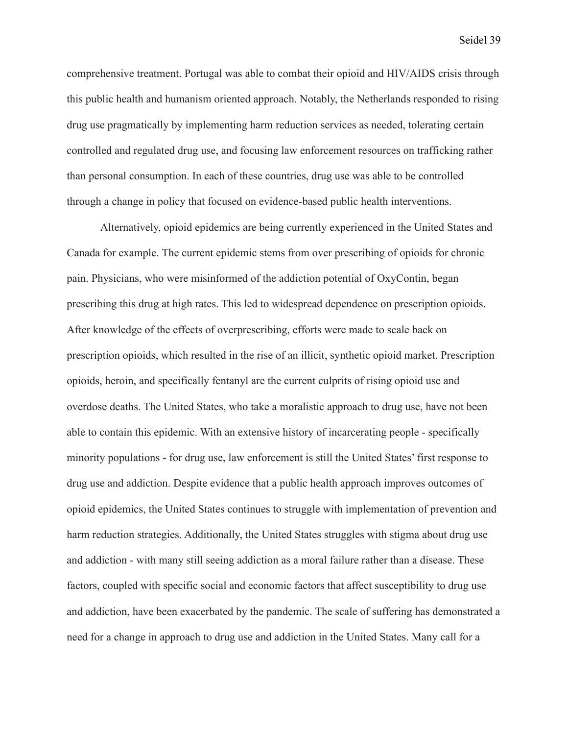comprehensive treatment. Portugal was able to combat their opioid and HIV/AIDS crisis through this public health and humanism oriented approach. Notably, the Netherlands responded to rising drug use pragmatically by implementing harm reduction services as needed, tolerating certain controlled and regulated drug use, and focusing law enforcement resources on trafficking rather than personal consumption. In each of these countries, drug use was able to be controlled through a change in policy that focused on evidence-based public health interventions.

Alternatively, opioid epidemics are being currently experienced in the United States and Canada for example. The current epidemic stems from over prescribing of opioids for chronic pain. Physicians, who were misinformed of the addiction potential of OxyContin, began prescribing this drug at high rates. This led to widespread dependence on prescription opioids. After knowledge of the effects of overprescribing, efforts were made to scale back on prescription opioids, which resulted in the rise of an illicit, synthetic opioid market. Prescription opioids, heroin, and specifically fentanyl are the current culprits of rising opioid use and overdose deaths. The United States, who take a moralistic approach to drug use, have not been able to contain this epidemic. With an extensive history of incarcerating people - specifically minority populations - for drug use, law enforcement is still the United States' first response to drug use and addiction. Despite evidence that a public health approach improves outcomes of opioid epidemics, the United States continues to struggle with implementation of prevention and harm reduction strategies. Additionally, the United States struggles with stigma about drug use and addiction - with many still seeing addiction as a moral failure rather than a disease. These factors, coupled with specific social and economic factors that affect susceptibility to drug use and addiction, have been exacerbated by the pandemic. The scale of suffering has demonstrated a need for a change in approach to drug use and addiction in the United States. Many call for a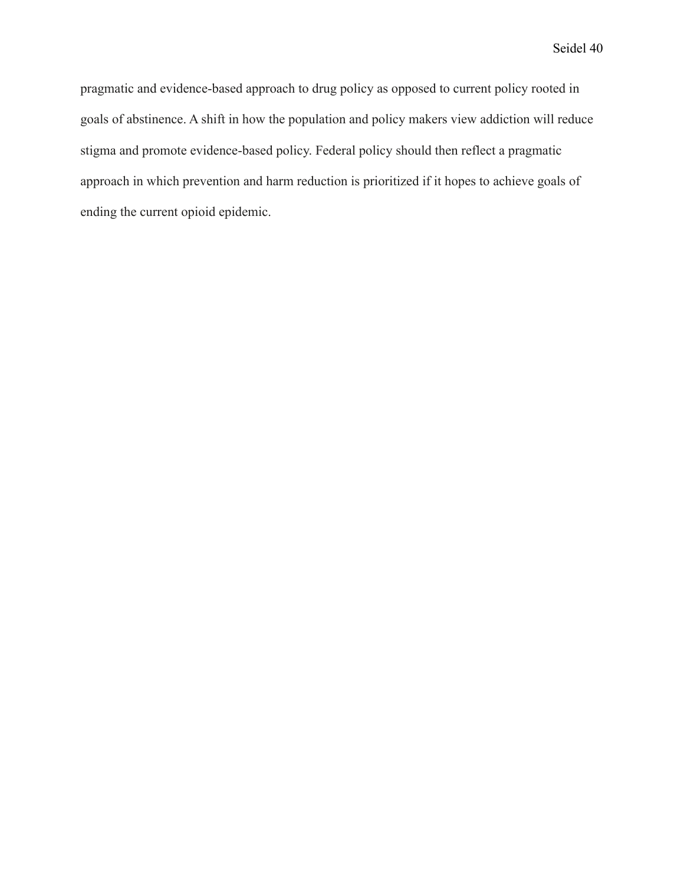pragmatic and evidence-based approach to drug policy as opposed to current policy rooted in goals of abstinence. A shift in how the population and policy makers view addiction will reduce stigma and promote evidence-based policy. Federal policy should then reflect a pragmatic approach in which prevention and harm reduction is prioritized if it hopes to achieve goals of ending the current opioid epidemic.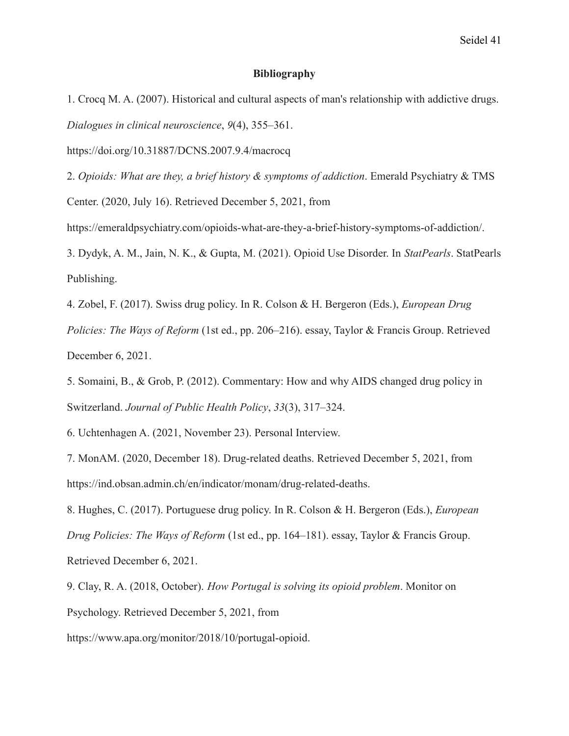**Bibliography**

1. Crocq M. A. (2007). Historical and cultural aspects of man's relationship with addictive drugs. *Dialogues in clinical neuroscience*, *9*(4), 355–361. https://doi.org/10.31887/DCNS.2007.9.4/macrocq

2. *Opioids: What are they, a brief history & symptoms of addiction*. Emerald Psychiatry & TMS Center. (2020, July 16). Retrieved December 5, 2021, from https://emeraldpsychiatry.com/opioids-what-are-they-a-brief-history-symptoms-of-addiction/.

3. Dydyk, A. M., Jain, N. K., & Gupta, M. (2021). Opioid Use Disorder. In *StatPearls*. StatPearls Publishing.

4. Zobel, F. (2017). Swiss drug policy. In R. Colson & H. Bergeron (Eds.), *European Drug Policies: The Ways of Reform* (1st ed., pp. 206–216). essay, Taylor & Francis Group. Retrieved December 6, 2021.

5. Somaini, B., & Grob, P. (2012). Commentary: How and why AIDS changed drug policy in Switzerland. *Journal of Public Health Policy*, *33*(3), 317–324.

6. Uchtenhagen A. (2021, November 23). Personal Interview.

7. MonAM. (2020, December 18). Drug-related deaths. Retrieved December 5, 2021, from https://ind.obsan.admin.ch/en/indicator/monam/drug-related-deaths.

8. Hughes, C. (2017). Portuguese drug policy. In R. Colson & H. Bergeron (Eds.), *European Drug Policies: The Ways of Reform* (1st ed., pp. 164–181). essay, Taylor & Francis Group. Retrieved December 6, 2021.

9. Clay, R. A. (2018, October). *How Portugal is solving its opioid problem*. Monitor on Psychology. Retrieved December 5, 2021, from https://www.apa.org/monitor/2018/10/portugal-opioid.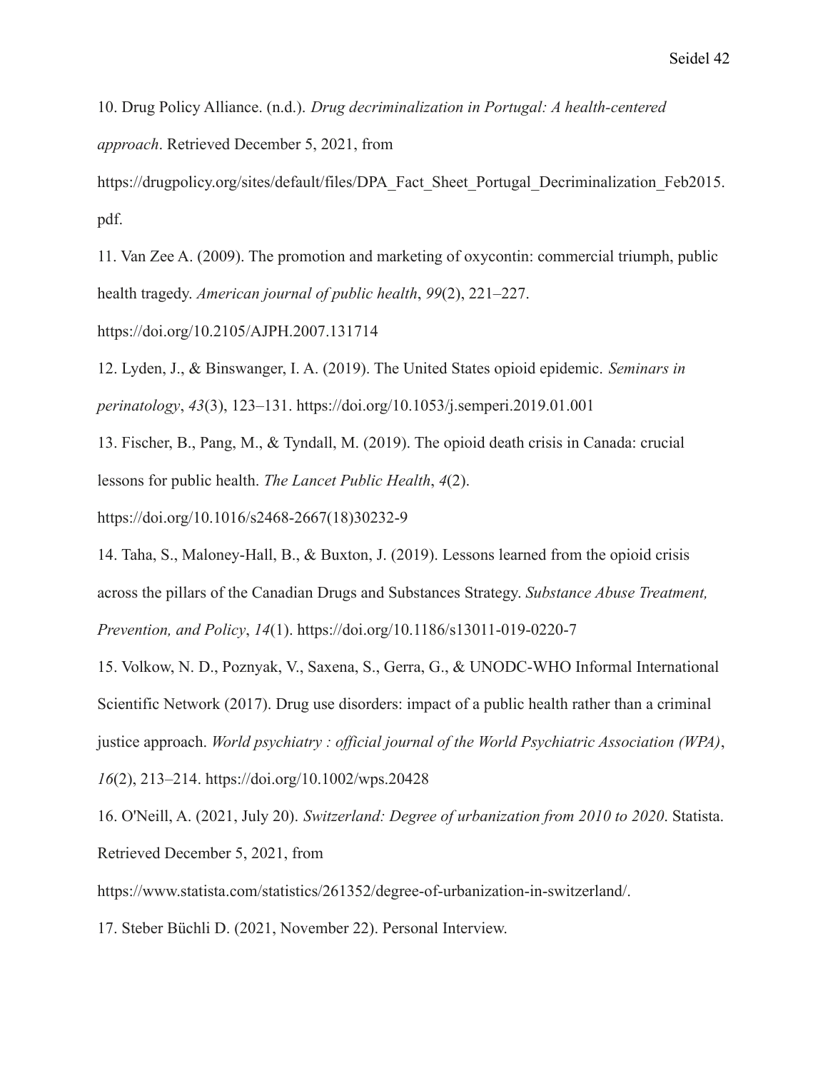10. Drug Policy Alliance. (n.d.). *Drug decriminalization in Portugal: A health-centered approach*. Retrieved December 5, 2021, from https://drugpolicy.org/sites/default/files/DPA_Fact_Sheet_Portugal_Decriminalization_Feb2015.pdf.

11. Van Zee A. (2009). The promotion and marketing of oxycontin: commercial triumph, public health tragedy. *American journal of public health*, *99*(2), 221–227. https://doi.org/10.2105/AJPH.2007.131714

12. Lyden, J., & Binswanger, I. A. (2019). The United States opioid epidemic. *Seminars in perinatology*, *43*(3), 123–131. https://doi.org/10.1053/j.semperi.2019.01.001

13. Fischer, B., Pang, M., & Tyndall, M. (2019). The opioid death crisis in Canada: crucial lessons for public health. *The Lancet Public Health*, *4*(2). https://doi.org/10.1016/s2468-2667(18)30232-9

14. Taha, S., Maloney-Hall, B., & Buxton, J. (2019). Lessons learned from the opioid crisis across the pillars of the Canadian Drugs and Substances Strategy. *Substance Abuse Treatment, Prevention, and Policy*, *14*(1). https://doi.org/10.1186/s13011-019-0220-7

15. Volkow, N. D., Poznyak, V., Saxena, S., Gerra, G., & UNODC-WHO Informal International Scientific Network (2017). Drug use disorders: impact of a public health rather than a criminal justice approach. *World psychiatry : official journal of the World Psychiatric Association (WPA)*, *16*(2), 213–214. https://doi.org/10.1002/wps.20428

16. O'Neill, A. (2021, July 20). *Switzerland: Degree of urbanization from 2010 to 2020*. Statista. Retrieved December 5, 2021, from https://www.statista.com/statistics/261352/degree-of-urbanization-in-switzerland/.

17. Steber Büchli D. (2021, November 22). Personal Interview.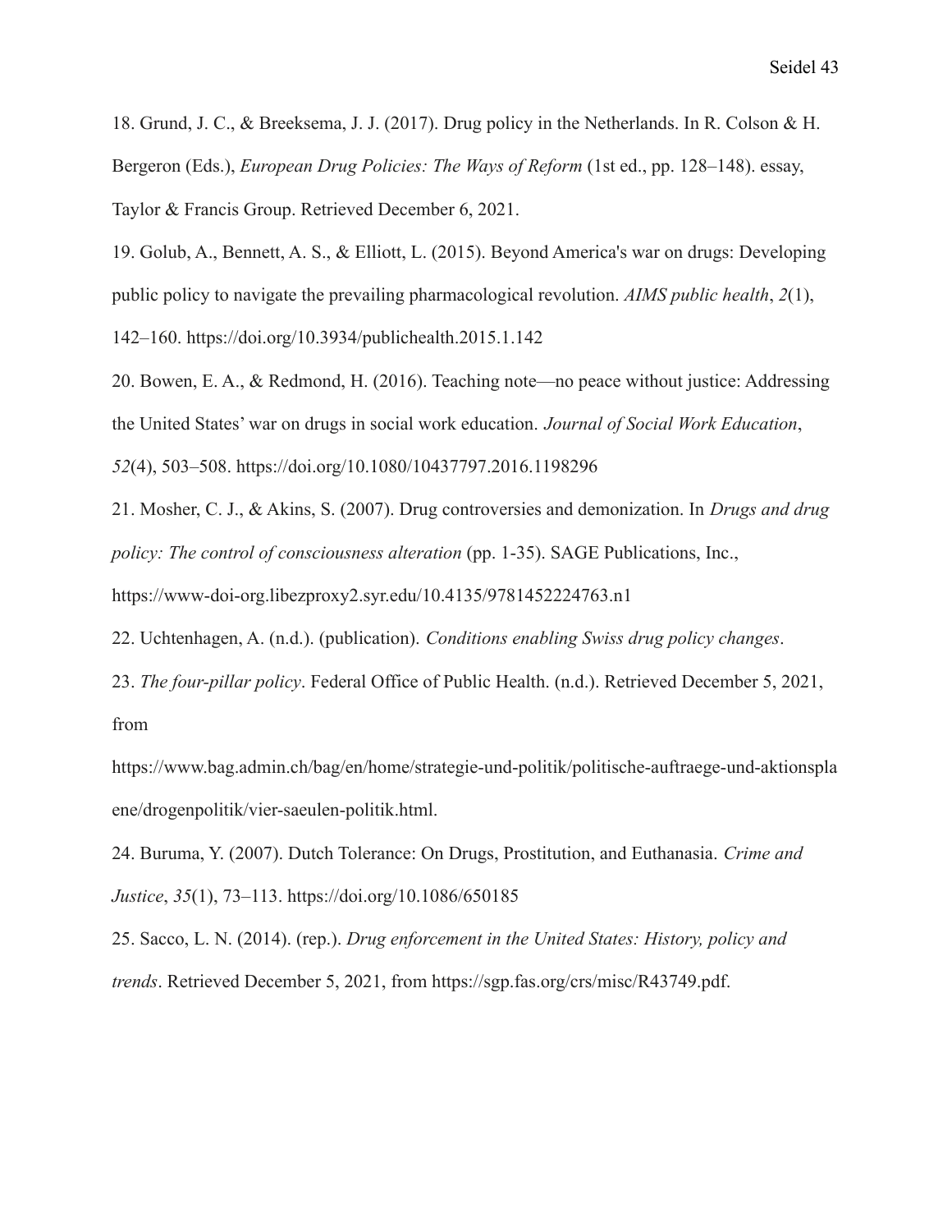18. Grund, J. C., & Breeksema, J. J. (2017). Drug policy in the Netherlands. In R. Colson & H. Bergeron (Eds.), *European Drug Policies: The Ways of Reform* (1st ed., pp. 128–148). essay, Taylor & Francis Group. Retrieved December 6, 2021.

19. Golub, A., Bennett, A. S., & Elliott, L. (2015). Beyond America's war on drugs: Developing public policy to navigate the prevailing pharmacological revolution. *AIMS public health*, *2*(1), 142–160. https://doi.org/10.3934/publichealth.2015.1.142

20. Bowen, E. A., & Redmond, H. (2016). Teaching note—no peace without justice: Addressing the United States' war on drugs in social work education. *Journal of Social Work Education*, *52*(4), 503–508. https://doi.org/10.1080/10437797.2016.1198296

21. Mosher, C. J., & Akins, S. (2007). Drug controversies and demonization. In *Drugs and drug policy: The control of consciousness alteration* (pp. 1-35). SAGE Publications, Inc., https://www-doi-org.libezproxy2.syr.edu/10.4135/9781452224763.n1

22. Uchtenhagen, A. (n.d.). (publication). *Conditions enabling Swiss drug policy changes*.

23. *The four-pillar policy*. Federal Office of Public Health. (n.d.). Retrieved December 5, 2021, from https://www.bag.admin.ch/bag/en/home/strategie-und-politik/politische-auftraege-und-aktionsplaene/drogenpolitik/vier-saeulen-politik.html.

24. Buruma, Y. (2007). Dutch Tolerance: On Drugs, Prostitution, and Euthanasia. *Crime and Justice*, *35*(1), 73–113. https://doi.org/10.1086/650185

25. Sacco, L. N. (2014). (rep.). *Drug enforcement in the United States: History, policy and trends*. Retrieved December 5, 2021, from https://sgp.fas.org/crs/misc/R43749.pdf.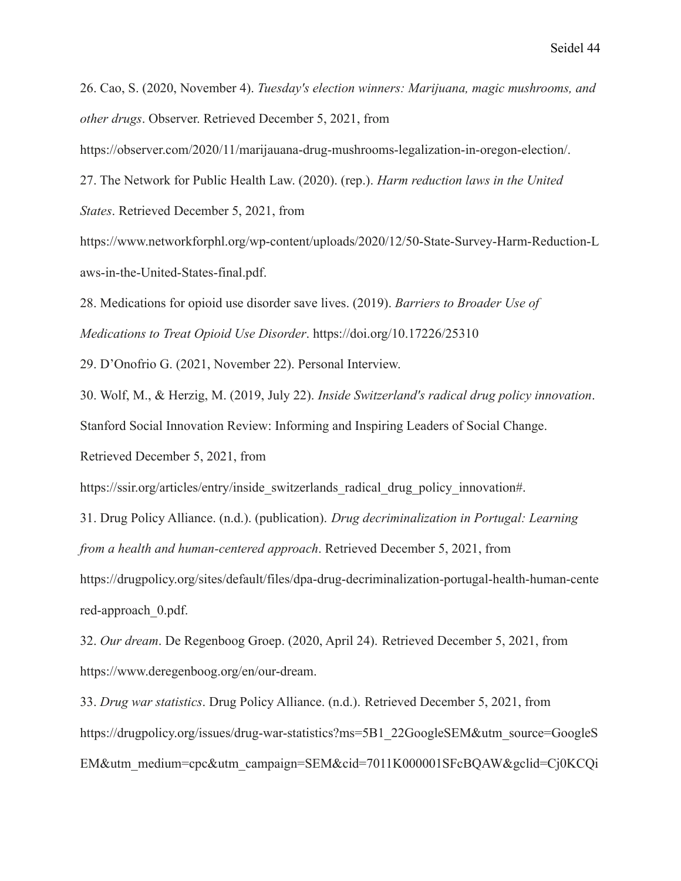26. Cao, S. (2020, November 4). *Tuesday's election winners: Marijuana, magic mushrooms, and other drugs*. Observer. Retrieved December 5, 2021, from https://observer.com/2020/11/marijauana-drug-mushrooms-legalization-in-oregon-election/.

27. The Network for Public Health Law. (2020). (rep.). *Harm reduction laws in the United States*. Retrieved December 5, 2021, from https://www.networkforphl.org/wp-content/uploads/2020/12/50-State-Survey-Harm-Reduction-Laws-in-the-United-States-final.pdf.

28. Medications for opioid use disorder save lives. (2019). *Barriers to Broader Use of Medications to Treat Opioid Use Disorder*. https://doi.org/10.17226/25310

29. D'Onofrio G. (2021, November 22). Personal Interview.

30. Wolf, M., & Herzig, M. (2019, July 22). *Inside Switzerland's radical drug policy innovation*. Stanford Social Innovation Review: Informing and Inspiring Leaders of Social Change. Retrieved December 5, 2021, from https://ssir.org/articles/entry/inside_switzerlands_radical_drug_policy_innovation#.

31. Drug Policy Alliance. (n.d.). (publication). *Drug decriminalization in Portugal: Learning from a health and human-centered approach*. Retrieved December 5, 2021, from https://drugpolicy.org/sites/default/files/dpa-drug-decriminalization-portugal-health-human-centered-approach_0.pdf.

32. *Our dream*. De Regenboog Groep. (2020, April 24). Retrieved December 5, 2021, from https://www.deregenboog.org/en/our-dream.

33. *Drug war statistics*. Drug Policy Alliance. (n.d.). Retrieved December 5, 2021, from https://drugpolicy.org/issues/drug-war-statistics?ms=5B1_22GoogleSEM&utm_source=GoogleSEM&utm_medium=cpc&utm_campaign=SEM&cid=7011K000001SFcBQAW&gclid=Cj0KCQi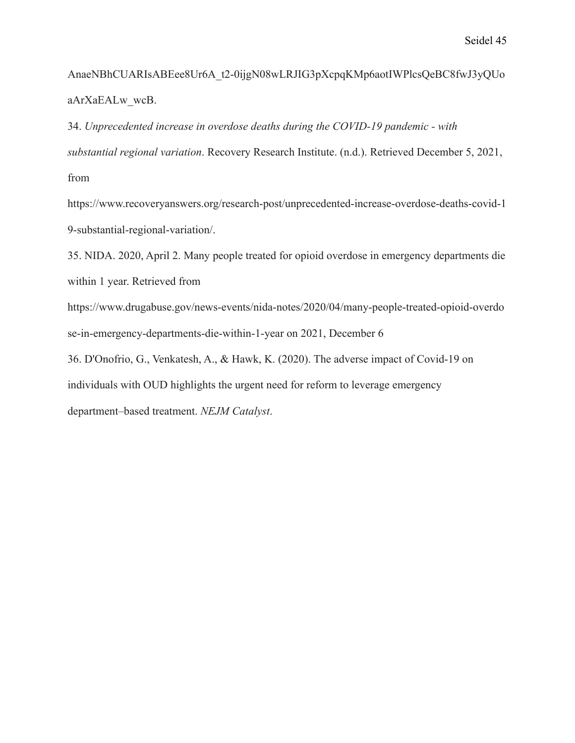AnaeNBhCUARIsABEee8Ur6A_t2-0ijgN08wLRJIG3pXcpqKMp6aotIWPlcsQeBC8fwJ3yQUoaArXaEALw_wcB.

34. *Unprecedented increase in overdose deaths during the COVID-19 pandemic - with substantial regional variation*. Recovery Research Institute. (n.d.). Retrieved December 5, 2021, from https://www.recoveryanswers.org/research-post/unprecedented-increase-overdose-deaths-covid-19-substantial-regional-variation/.

35. NIDA. 2020, April 2. Many people treated for opioid overdose in emergency departments die within 1 year. Retrieved from https://www.drugabuse.gov/news-events/nida-notes/2020/04/many-people-treated-opioid-overdose-in-emergency-departments-die-within-1-year on 2021, December 6

36. D'Onofrio, G., Venkatesh, A., & Hawk, K. (2020). The adverse impact of Covid-19 on individuals with OUD highlights the urgent need for reform to leverage emergency department–based treatment. *NEJM Catalyst*.